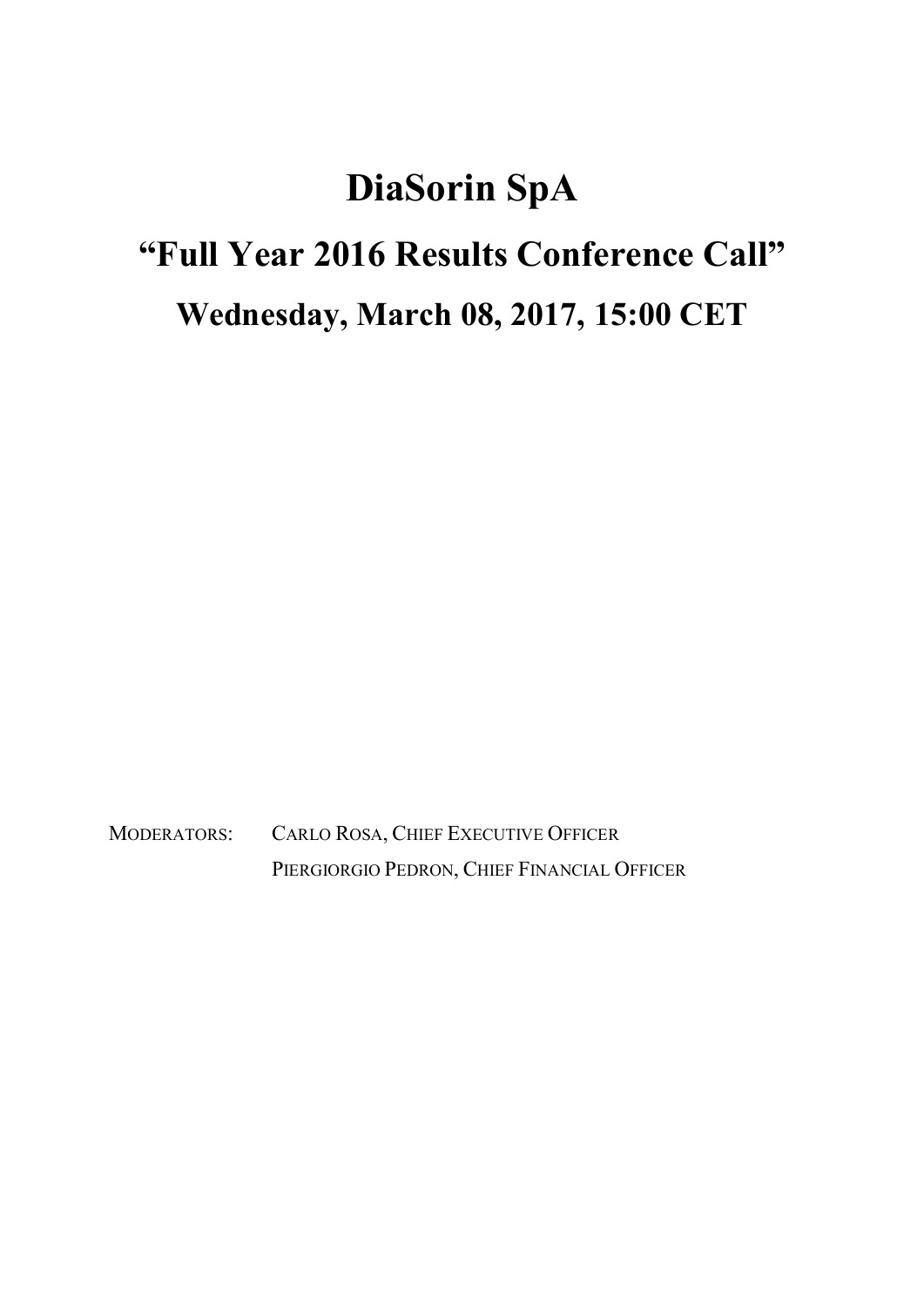# DiaSorin SpA

## "Full Year 2016 Results Conference Call"

## Wednesday, March 08, 2017, 15:00 CET

MODERATORS: CARLO ROSA, CHIEF EXECUTIVE OFFICER
PIERGIORGIO PEDRON, CHIEF FINANCIAL OFFICER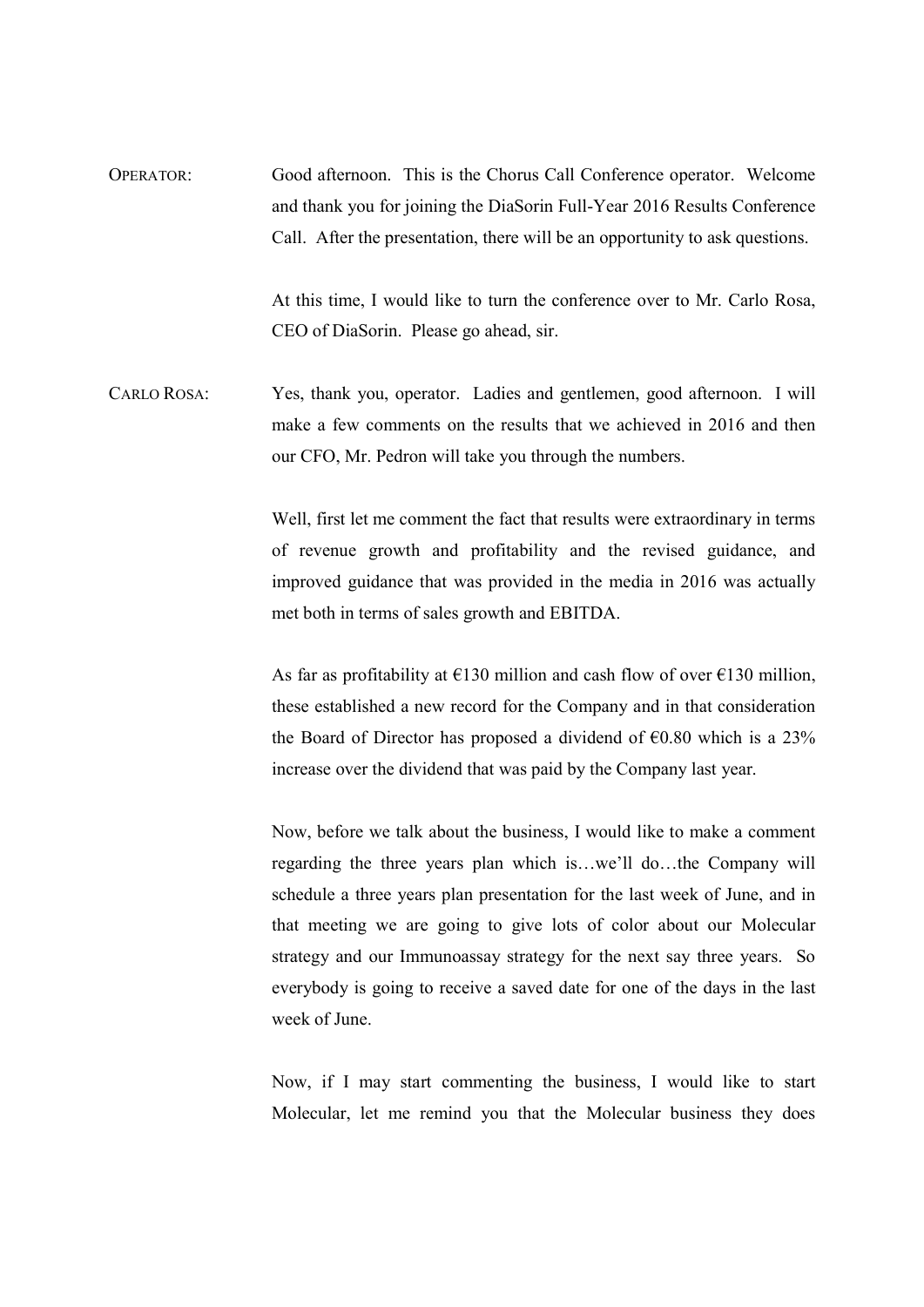OPERATOR: Good afternoon. This is the Chorus Call Conference operator. Welcome and thank you for joining the DiaSorin Full-Year 2016 Results Conference Call. After the presentation, there will be an opportunity to ask questions.

At this time, I would like to turn the conference over to Mr. Carlo Rosa, CEO of DiaSorin. Please go ahead, sir.

CARLO ROSA: Yes, thank you, operator. Ladies and gentlemen, good afternoon. I will make a few comments on the results that we achieved in 2016 and then our CFO, Mr. Pedron will take you through the numbers.

Well, first let me comment the fact that results were extraordinary in terms of revenue growth and profitability and the revised guidance, and improved guidance that was provided in the media in 2016 was actually met both in terms of sales growth and EBITDA.

As far as profitability at €130 million and cash flow of over €130 million, these established a new record for the Company and in that consideration the Board of Director has proposed a dividend of €0.80 which is a 23% increase over the dividend that was paid by the Company last year.

Now, before we talk about the business, I would like to make a comment regarding the three years plan which is…we'll do…the Company will schedule a three years plan presentation for the last week of June, and in that meeting we are going to give lots of color about our Molecular strategy and our Immunoassay strategy for the next say three years. So everybody is going to receive a saved date for one of the days in the last week of June.

Now, if I may start commenting the business, I would like to start Molecular, let me remind you that the Molecular business they does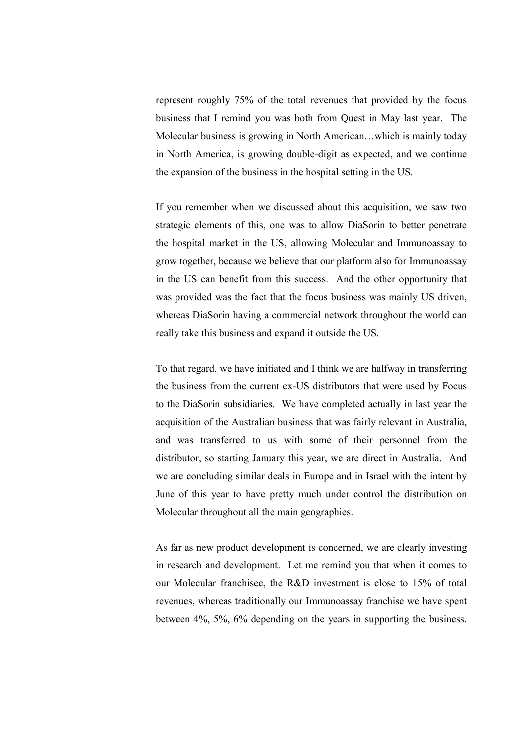represent roughly 75% of the total revenues that provided by the focus business that I remind you was both from Quest in May last year. The Molecular business is growing in North American…which is mainly today in North America, is growing double-digit as expected, and we continue the expansion of the business in the hospital setting in the US.

If you remember when we discussed about this acquisition, we saw two strategic elements of this, one was to allow DiaSorin to better penetrate the hospital market in the US, allowing Molecular and Immunoassay to grow together, because we believe that our platform also for Immunoassay in the US can benefit from this success. And the other opportunity that was provided was the fact that the focus business was mainly US driven, whereas DiaSorin having a commercial network throughout the world can really take this business and expand it outside the US.

To that regard, we have initiated and I think we are halfway in transferring the business from the current ex-US distributors that were used by Focus to the DiaSorin subsidiaries. We have completed actually in last year the acquisition of the Australian business that was fairly relevant in Australia, and was transferred to us with some of their personnel from the distributor, so starting January this year, we are direct in Australia. And we are concluding similar deals in Europe and in Israel with the intent by June of this year to have pretty much under control the distribution on Molecular throughout all the main geographies.

As far as new product development is concerned, we are clearly investing in research and development. Let me remind you that when it comes to our Molecular franchisee, the R&D investment is close to 15% of total revenues, whereas traditionally our Immunoassay franchise we have spent between 4%, 5%, 6% depending on the years in supporting the business.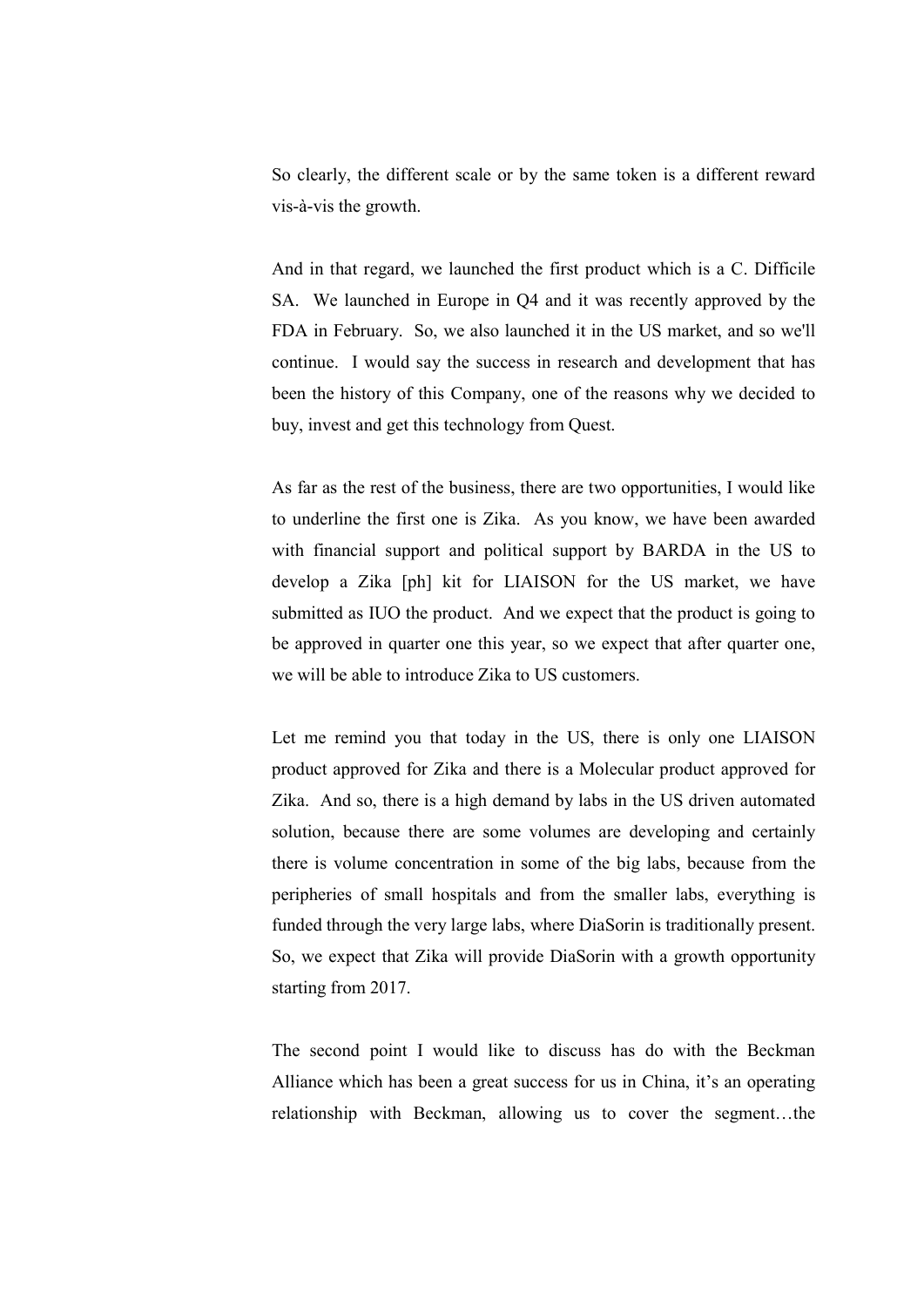So clearly, the different scale or by the same token is a different reward vis-à-vis the growth.

And in that regard, we launched the first product which is a C. Difficile SA. We launched in Europe in Q4 and it was recently approved by the FDA in February. So, we also launched it in the US market, and so we'll continue. I would say the success in research and development that has been the history of this Company, one of the reasons why we decided to buy, invest and get this technology from Quest.

As far as the rest of the business, there are two opportunities, I would like to underline the first one is Zika. As you know, we have been awarded with financial support and political support by BARDA in the US to develop a Zika [ph] kit for LIAISON for the US market, we have submitted as IUO the product. And we expect that the product is going to be approved in quarter one this year, so we expect that after quarter one, we will be able to introduce Zika to US customers.

Let me remind you that today in the US, there is only one LIAISON product approved for Zika and there is a Molecular product approved for Zika. And so, there is a high demand by labs in the US driven automated solution, because there are some volumes are developing and certainly there is volume concentration in some of the big labs, because from the peripheries of small hospitals and from the smaller labs, everything is funded through the very large labs, where DiaSorin is traditionally present. So, we expect that Zika will provide DiaSorin with a growth opportunity starting from 2017.

The second point I would like to discuss has do with the Beckman Alliance which has been a great success for us in China, it's an operating relationship with Beckman, allowing us to cover the segment…the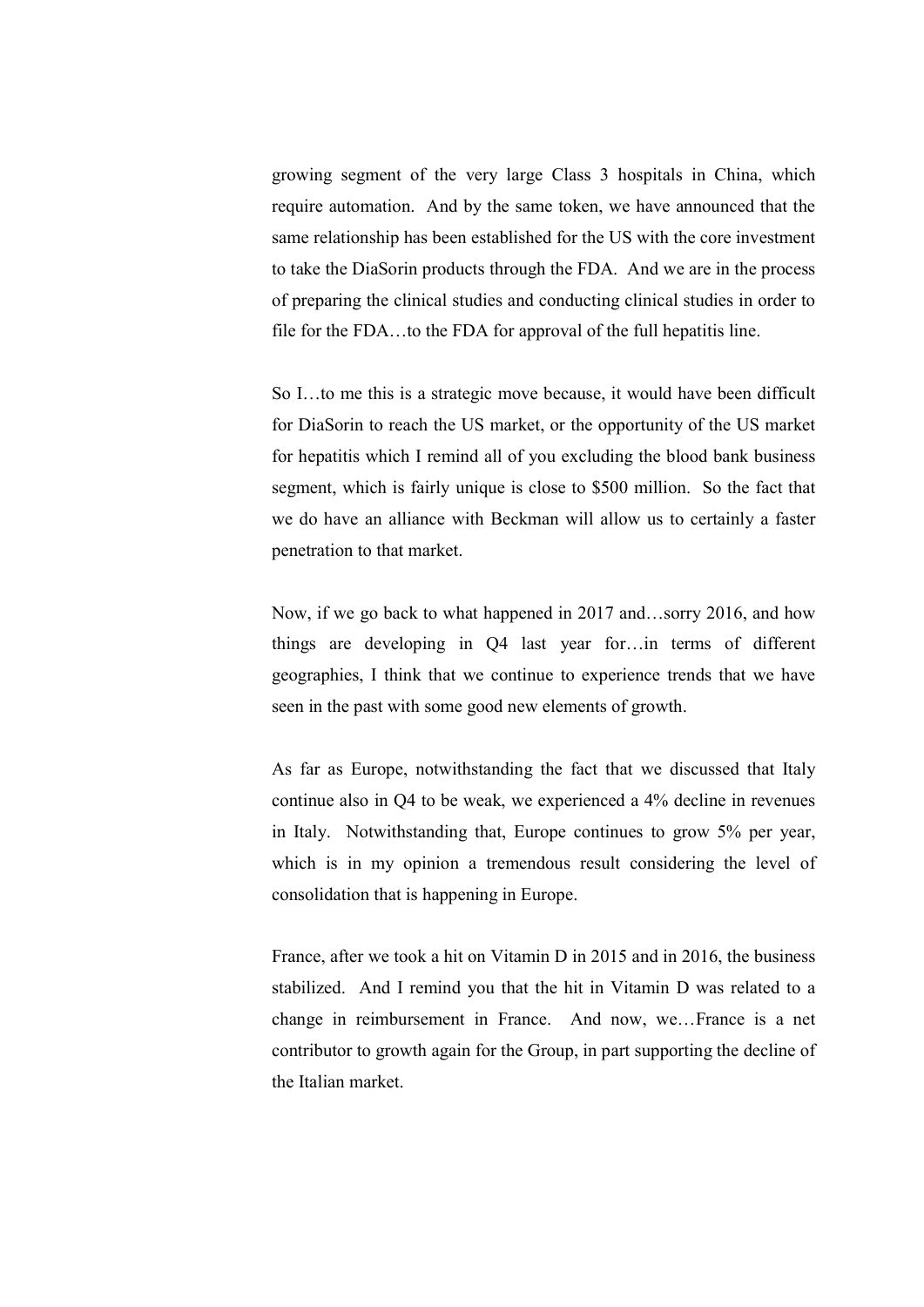growing segment of the very large Class 3 hospitals in China, which require automation. And by the same token, we have announced that the same relationship has been established for the US with the core investment to take the DiaSorin products through the FDA. And we are in the process of preparing the clinical studies and conducting clinical studies in order to file for the FDA…to the FDA for approval of the full hepatitis line.

So I…to me this is a strategic move because, it would have been difficult for DiaSorin to reach the US market, or the opportunity of the US market for hepatitis which I remind all of you excluding the blood bank business segment, which is fairly unique is close to $500 million. So the fact that we do have an alliance with Beckman will allow us to certainly a faster penetration to that market.

Now, if we go back to what happened in 2017 and…sorry 2016, and how things are developing in Q4 last year for…in terms of different geographies, I think that we continue to experience trends that we have seen in the past with some good new elements of growth.

As far as Europe, notwithstanding the fact that we discussed that Italy continue also in Q4 to be weak, we experienced a 4% decline in revenues in Italy. Notwithstanding that, Europe continues to grow 5% per year, which is in my opinion a tremendous result considering the level of consolidation that is happening in Europe.

France, after we took a hit on Vitamin D in 2015 and in 2016, the business stabilized. And I remind you that the hit in Vitamin D was related to a change in reimbursement in France. And now, we…France is a net contributor to growth again for the Group, in part supporting the decline of the Italian market.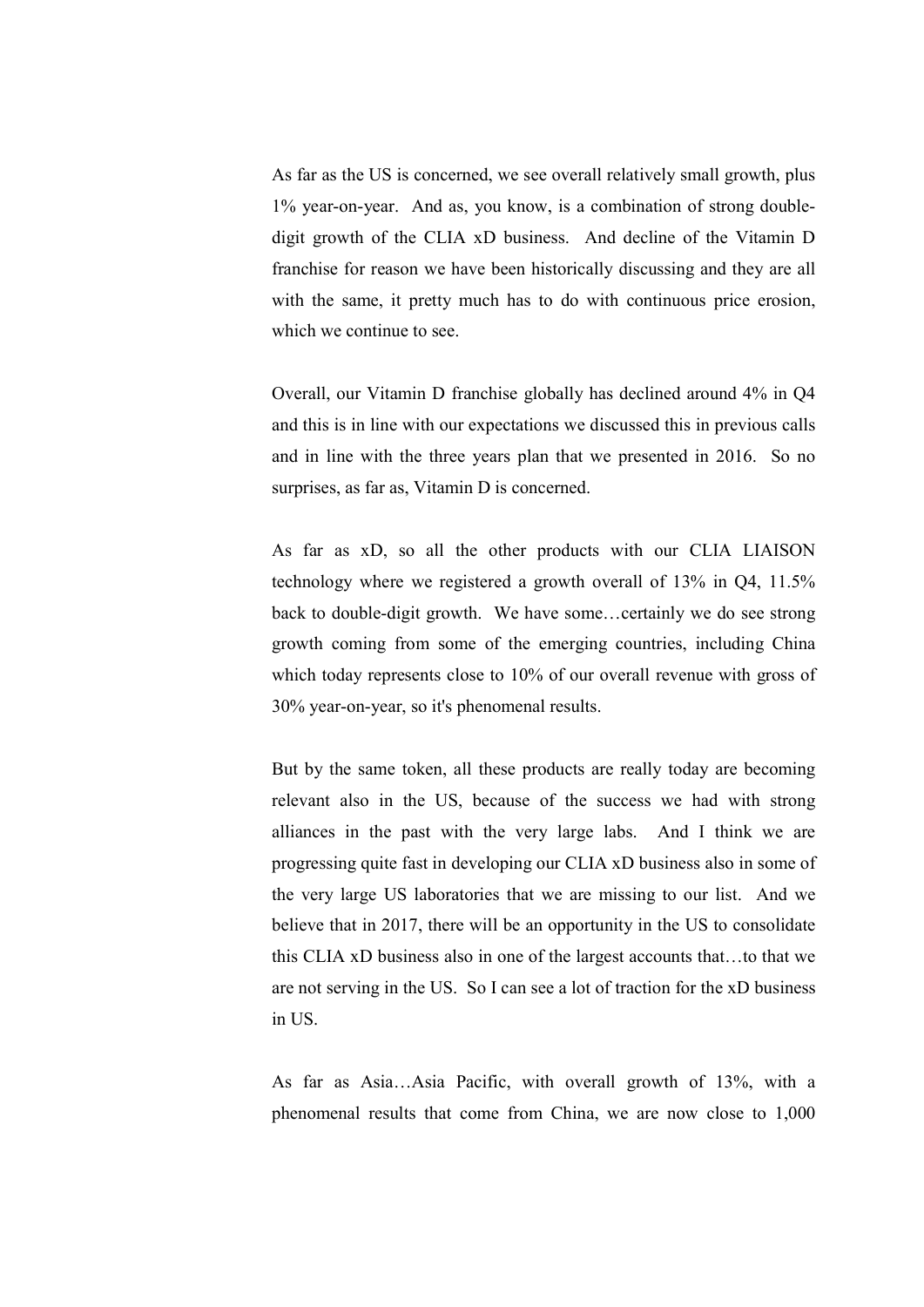As far as the US is concerned, we see overall relatively small growth, plus 1% year-on-year. And as, you know, is a combination of strong double-digit growth of the CLIA xD business. And decline of the Vitamin D franchise for reason we have been historically discussing and they are all with the same, it pretty much has to do with continuous price erosion, which we continue to see.

Overall, our Vitamin D franchise globally has declined around 4% in Q4 and this is in line with our expectations we discussed this in previous calls and in line with the three years plan that we presented in 2016. So no surprises, as far as, Vitamin D is concerned.

As far as xD, so all the other products with our CLIA LIAISON technology where we registered a growth overall of 13% in Q4, 11.5% back to double-digit growth. We have some…certainly we do see strong growth coming from some of the emerging countries, including China which today represents close to 10% of our overall revenue with gross of 30% year-on-year, so it's phenomenal results.

But by the same token, all these products are really today are becoming relevant also in the US, because of the success we had with strong alliances in the past with the very large labs. And I think we are progressing quite fast in developing our CLIA xD business also in some of the very large US laboratories that we are missing to our list. And we believe that in 2017, there will be an opportunity in the US to consolidate this CLIA xD business also in one of the largest accounts that…to that we are not serving in the US. So I can see a lot of traction for the xD business in US.

As far as Asia…Asia Pacific, with overall growth of 13%, with a phenomenal results that come from China, we are now close to 1,000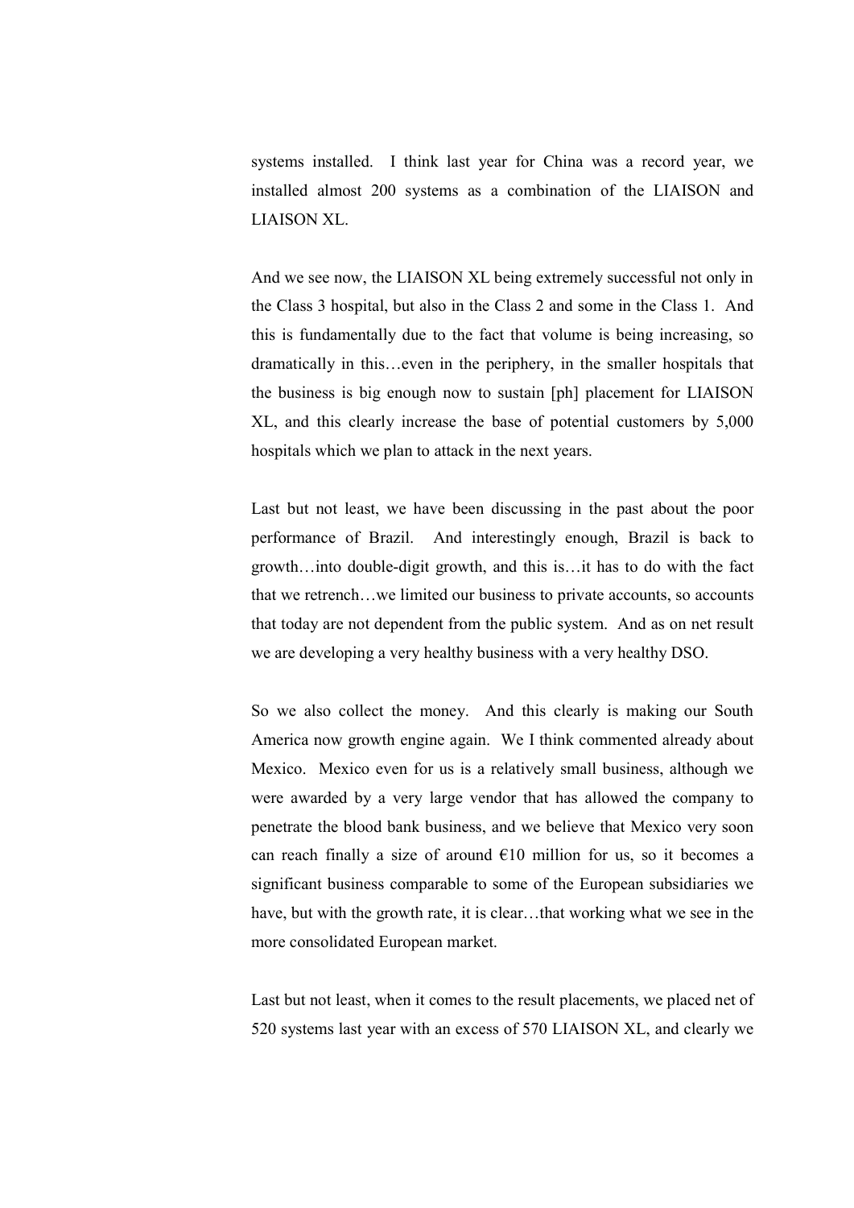systems installed. I think last year for China was a record year, we installed almost 200 systems as a combination of the LIAISON and LIAISON XL.

And we see now, the LIAISON XL being extremely successful not only in the Class 3 hospital, but also in the Class 2 and some in the Class 1. And this is fundamentally due to the fact that volume is being increasing, so dramatically in this…even in the periphery, in the smaller hospitals that the business is big enough now to sustain [ph] placement for LIAISON XL, and this clearly increase the base of potential customers by 5,000 hospitals which we plan to attack in the next years.

Last but not least, we have been discussing in the past about the poor performance of Brazil. And interestingly enough, Brazil is back to growth…into double-digit growth, and this is…it has to do with the fact that we retrench…we limited our business to private accounts, so accounts that today are not dependent from the public system. And as on net result we are developing a very healthy business with a very healthy DSO.

So we also collect the money. And this clearly is making our South America now growth engine again. We I think commented already about Mexico. Mexico even for us is a relatively small business, although we were awarded by a very large vendor that has allowed the company to penetrate the blood bank business, and we believe that Mexico very soon can reach finally a size of around €10 million for us, so it becomes a significant business comparable to some of the European subsidiaries we have, but with the growth rate, it is clear…that working what we see in the more consolidated European market.

Last but not least, when it comes to the result placements, we placed net of 520 systems last year with an excess of 570 LIAISON XL, and clearly we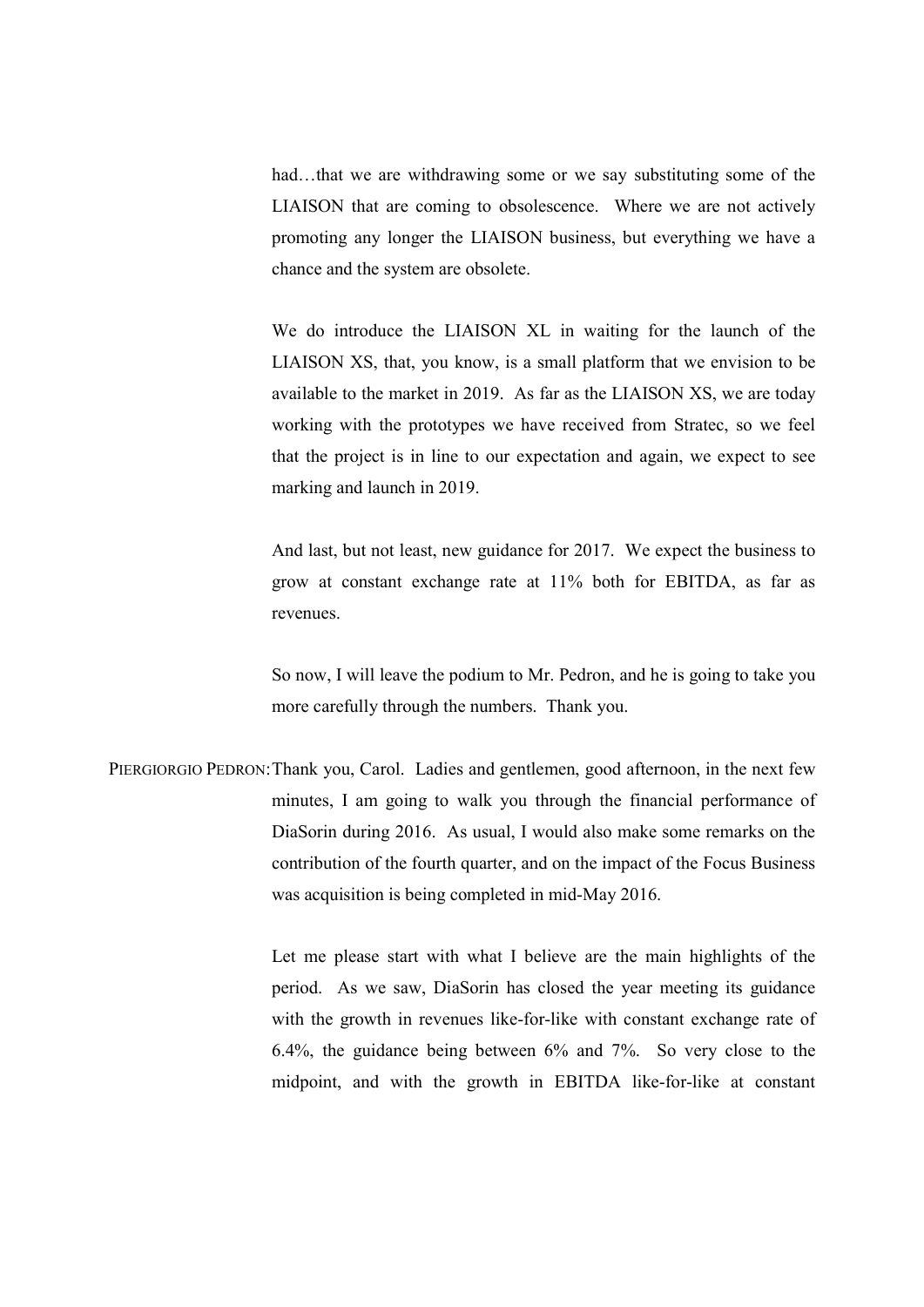had…that we are withdrawing some or we say substituting some of the LIAISON that are coming to obsolescence. Where we are not actively promoting any longer the LIAISON business, but everything we have a chance and the system are obsolete.

We do introduce the LIAISON XL in waiting for the launch of the LIAISON XS, that, you know, is a small platform that we envision to be available to the market in 2019. As far as the LIAISON XS, we are today working with the prototypes we have received from Stratec, so we feel that the project is in line to our expectation and again, we expect to see marking and launch in 2019.

And last, but not least, new guidance for 2017. We expect the business to grow at constant exchange rate at 11% both for EBITDA, as far as revenues.

So now, I will leave the podium to Mr. Pedron, and he is going to take you more carefully through the numbers. Thank you.

PIERGIORGIO PEDRON: Thank you, Carol. Ladies and gentlemen, good afternoon, in the next few minutes, I am going to walk you through the financial performance of DiaSorin during 2016. As usual, I would also make some remarks on the contribution of the fourth quarter, and on the impact of the Focus Business was acquisition is being completed in mid-May 2016.

Let me please start with what I believe are the main highlights of the period. As we saw, DiaSorin has closed the year meeting its guidance with the growth in revenues like-for-like with constant exchange rate of 6.4%, the guidance being between 6% and 7%. So very close to the midpoint, and with the growth in EBITDA like-for-like at constant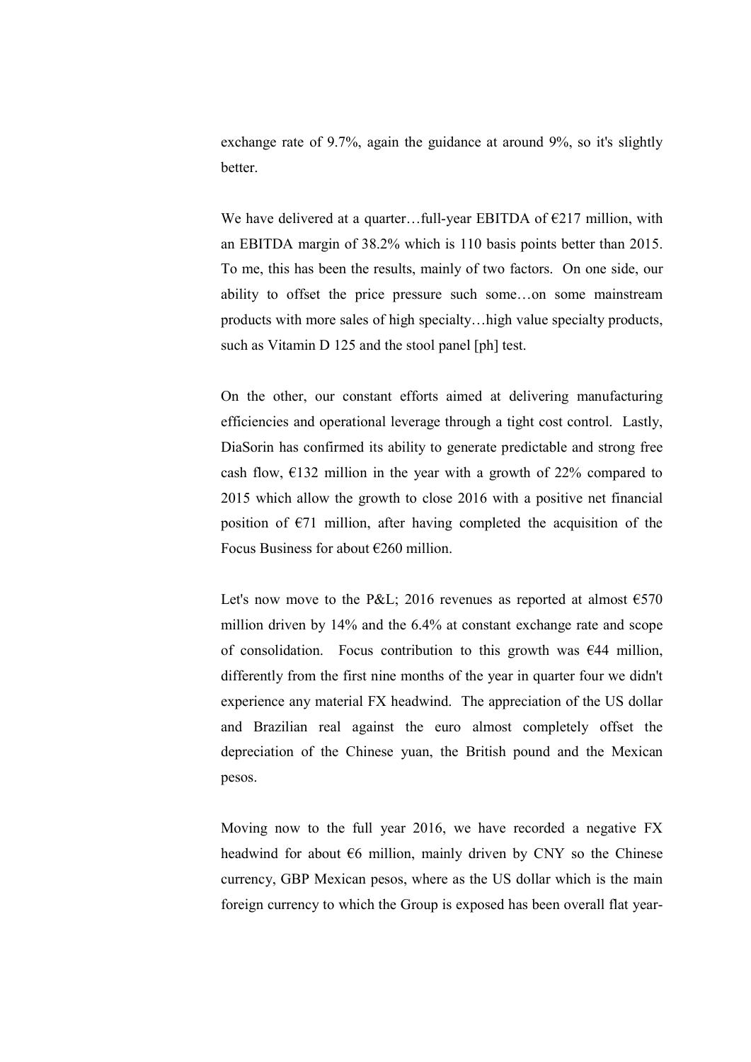exchange rate of 9.7%, again the guidance at around 9%, so it's slightly better.

We have delivered at a quarter…full-year EBITDA of €217 million, with an EBITDA margin of 38.2% which is 110 basis points better than 2015. To me, this has been the results, mainly of two factors. On one side, our ability to offset the price pressure such some…on some mainstream products with more sales of high specialty…high value specialty products, such as Vitamin D 125 and the stool panel [ph] test.

On the other, our constant efforts aimed at delivering manufacturing efficiencies and operational leverage through a tight cost control. Lastly, DiaSorin has confirmed its ability to generate predictable and strong free cash flow, €132 million in the year with a growth of 22% compared to 2015 which allow the growth to close 2016 with a positive net financial position of €71 million, after having completed the acquisition of the Focus Business for about €260 million.

Let's now move to the P&L; 2016 revenues as reported at almost €570 million driven by 14% and the 6.4% at constant exchange rate and scope of consolidation. Focus contribution to this growth was €44 million, differently from the first nine months of the year in quarter four we didn't experience any material FX headwind. The appreciation of the US dollar and Brazilian real against the euro almost completely offset the depreciation of the Chinese yuan, the British pound and the Mexican pesos.

Moving now to the full year 2016, we have recorded a negative FX headwind for about €6 million, mainly driven by CNY so the Chinese currency, GBP Mexican pesos, where as the US dollar which is the main foreign currency to which the Group is exposed has been overall flat year-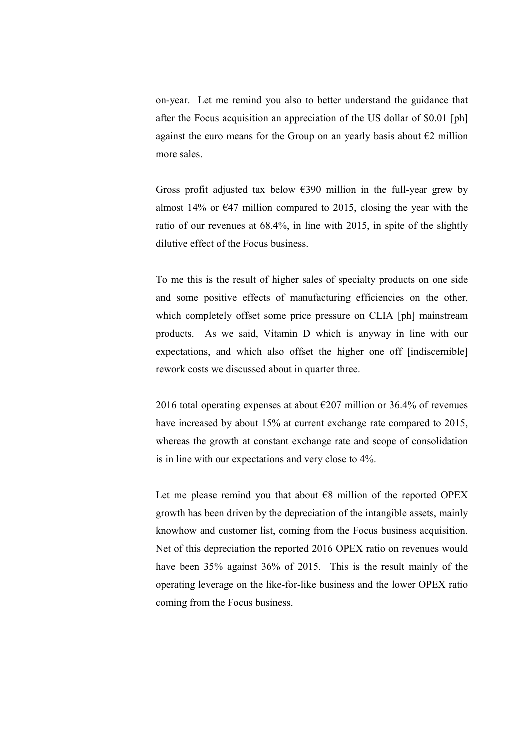on-year. Let me remind you also to better understand the guidance that after the Focus acquisition an appreciation of the US dollar of $0.01 [ph] against the euro means for the Group on an yearly basis about €2 million more sales.

Gross profit adjusted tax below €390 million in the full-year grew by almost 14% or €47 million compared to 2015, closing the year with the ratio of our revenues at 68.4%, in line with 2015, in spite of the slightly dilutive effect of the Focus business.

To me this is the result of higher sales of specialty products on one side and some positive effects of manufacturing efficiencies on the other, which completely offset some price pressure on CLIA [ph] mainstream products. As we said, Vitamin D which is anyway in line with our expectations, and which also offset the higher one off [indiscernible] rework costs we discussed about in quarter three.

2016 total operating expenses at about €207 million or 36.4% of revenues have increased by about 15% at current exchange rate compared to 2015, whereas the growth at constant exchange rate and scope of consolidation is in line with our expectations and very close to 4%.

Let me please remind you that about €8 million of the reported OPEX growth has been driven by the depreciation of the intangible assets, mainly knowhow and customer list, coming from the Focus business acquisition. Net of this depreciation the reported 2016 OPEX ratio on revenues would have been 35% against 36% of 2015. This is the result mainly of the operating leverage on the like-for-like business and the lower OPEX ratio coming from the Focus business.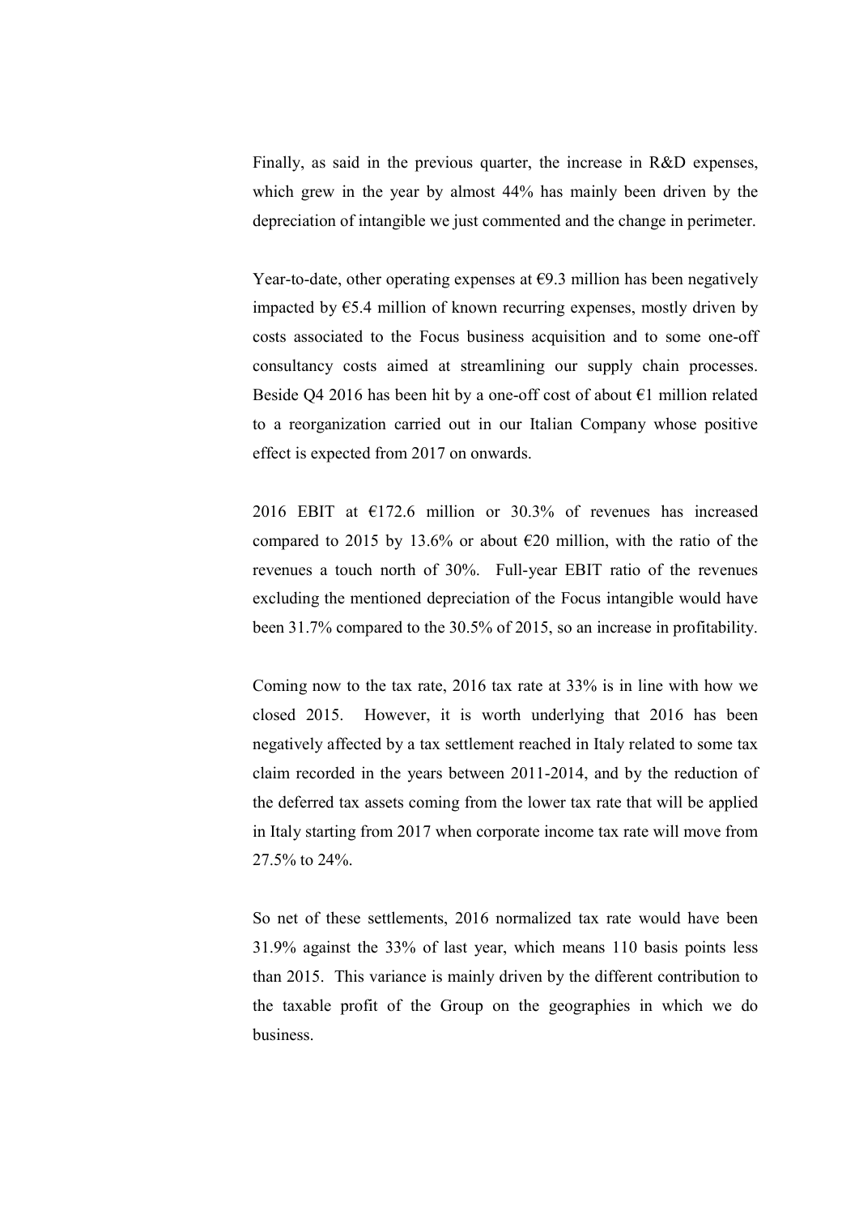Finally, as said in the previous quarter, the increase in R&D expenses, which grew in the year by almost 44% has mainly been driven by the depreciation of intangible we just commented and the change in perimeter.

Year-to-date, other operating expenses at €9.3 million has been negatively impacted by €5.4 million of known recurring expenses, mostly driven by costs associated to the Focus business acquisition and to some one-off consultancy costs aimed at streamlining our supply chain processes. Beside Q4 2016 has been hit by a one-off cost of about €1 million related to a reorganization carried out in our Italian Company whose positive effect is expected from 2017 on onwards.

2016 EBIT at €172.6 million or 30.3% of revenues has increased compared to 2015 by 13.6% or about €20 million, with the ratio of the revenues a touch north of 30%. Full-year EBIT ratio of the revenues excluding the mentioned depreciation of the Focus intangible would have been 31.7% compared to the 30.5% of 2015, so an increase in profitability.

Coming now to the tax rate, 2016 tax rate at 33% is in line with how we closed 2015. However, it is worth underlying that 2016 has been negatively affected by a tax settlement reached in Italy related to some tax claim recorded in the years between 2011-2014, and by the reduction of the deferred tax assets coming from the lower tax rate that will be applied in Italy starting from 2017 when corporate income tax rate will move from 27.5% to 24%.

So net of these settlements, 2016 normalized tax rate would have been 31.9% against the 33% of last year, which means 110 basis points less than 2015. This variance is mainly driven by the different contribution to the taxable profit of the Group on the geographies in which we do business.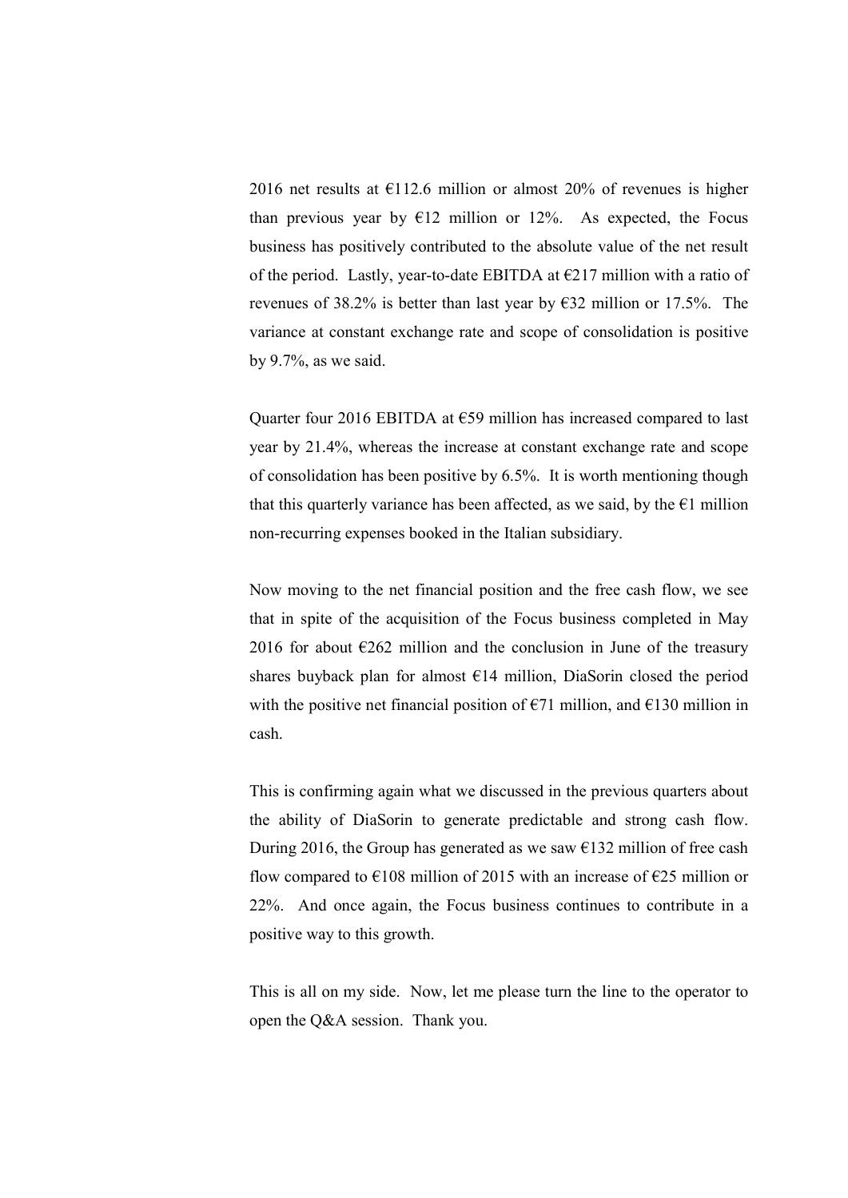2016 net results at €112.6 million or almost 20% of revenues is higher than previous year by €12 million or 12%. As expected, the Focus business has positively contributed to the absolute value of the net result of the period. Lastly, year-to-date EBITDA at €217 million with a ratio of revenues of 38.2% is better than last year by €32 million or 17.5%. The variance at constant exchange rate and scope of consolidation is positive by 9.7%, as we said.

Quarter four 2016 EBITDA at €59 million has increased compared to last year by 21.4%, whereas the increase at constant exchange rate and scope of consolidation has been positive by 6.5%. It is worth mentioning though that this quarterly variance has been affected, as we said, by the €1 million non-recurring expenses booked in the Italian subsidiary.

Now moving to the net financial position and the free cash flow, we see that in spite of the acquisition of the Focus business completed in May 2016 for about €262 million and the conclusion in June of the treasury shares buyback plan for almost €14 million, DiaSorin closed the period with the positive net financial position of €71 million, and €130 million in cash.

This is confirming again what we discussed in the previous quarters about the ability of DiaSorin to generate predictable and strong cash flow. During 2016, the Group has generated as we saw €132 million of free cash flow compared to €108 million of 2015 with an increase of €25 million or 22%. And once again, the Focus business continues to contribute in a positive way to this growth.

This is all on my side. Now, let me please turn the line to the operator to open the Q&A session. Thank you.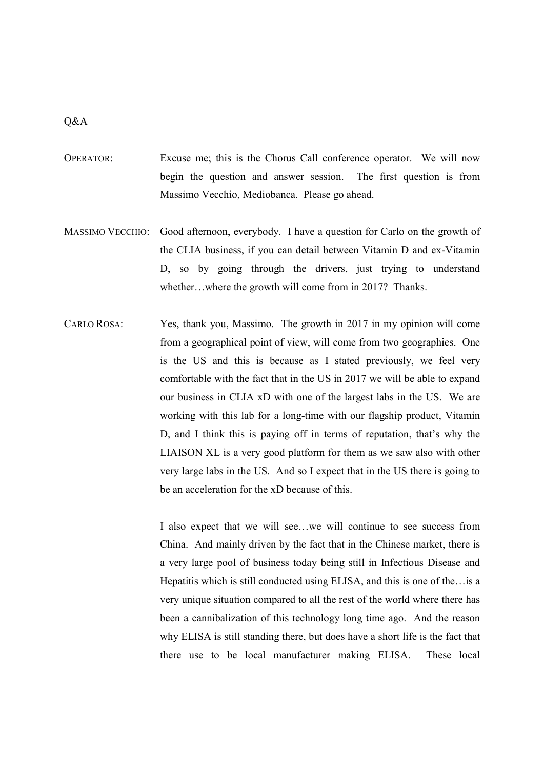Q&A

OPERATOR: Excuse me; this is the Chorus Call conference operator. We will now begin the question and answer session. The first question is from Massimo Vecchio, Mediobanca. Please go ahead.

MASSIMO VECCHIO: Good afternoon, everybody. I have a question for Carlo on the growth of the CLIA business, if you can detail between Vitamin D and ex-Vitamin D, so by going through the drivers, just trying to understand whether…where the growth will come from in 2017? Thanks.

CARLO ROSA: Yes, thank you, Massimo. The growth in 2017 in my opinion will come from a geographical point of view, will come from two geographies. One is the US and this is because as I stated previously, we feel very comfortable with the fact that in the US in 2017 we will be able to expand our business in CLIA xD with one of the largest labs in the US. We are working with this lab for a long-time with our flagship product, Vitamin D, and I think this is paying off in terms of reputation, that's why the LIAISON XL is a very good platform for them as we saw also with other very large labs in the US. And so I expect that in the US there is going to be an acceleration for the xD because of this.

I also expect that we will see…we will continue to see success from China. And mainly driven by the fact that in the Chinese market, there is a very large pool of business today being still in Infectious Disease and Hepatitis which is still conducted using ELISA, and this is one of the…is a very unique situation compared to all the rest of the world where there has been a cannibalization of this technology long time ago. And the reason why ELISA is still standing there, but does have a short life is the fact that there use to be local manufacturer making ELISA. These local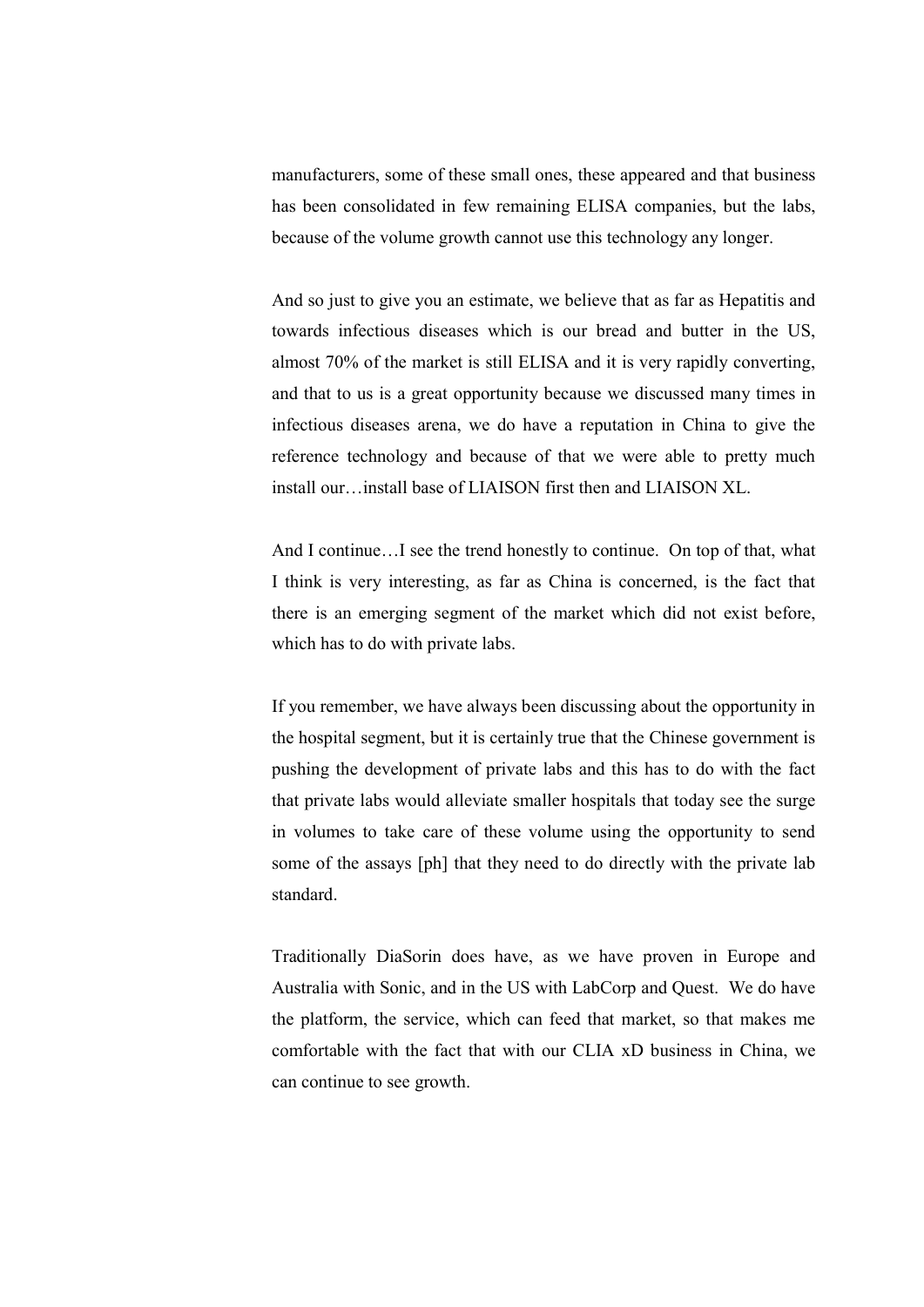manufacturers, some of these small ones, these appeared and that business has been consolidated in few remaining ELISA companies, but the labs, because of the volume growth cannot use this technology any longer.

And so just to give you an estimate, we believe that as far as Hepatitis and towards infectious diseases which is our bread and butter in the US, almost 70% of the market is still ELISA and it is very rapidly converting, and that to us is a great opportunity because we discussed many times in infectious diseases arena, we do have a reputation in China to give the reference technology and because of that we were able to pretty much install our…install base of LIAISON first then and LIAISON XL.

And I continue…I see the trend honestly to continue. On top of that, what I think is very interesting, as far as China is concerned, is the fact that there is an emerging segment of the market which did not exist before, which has to do with private labs.

If you remember, we have always been discussing about the opportunity in the hospital segment, but it is certainly true that the Chinese government is pushing the development of private labs and this has to do with the fact that private labs would alleviate smaller hospitals that today see the surge in volumes to take care of these volume using the opportunity to send some of the assays [ph] that they need to do directly with the private lab standard.

Traditionally DiaSorin does have, as we have proven in Europe and Australia with Sonic, and in the US with LabCorp and Quest. We do have the platform, the service, which can feed that market, so that makes me comfortable with the fact that with our CLIA xD business in China, we can continue to see growth.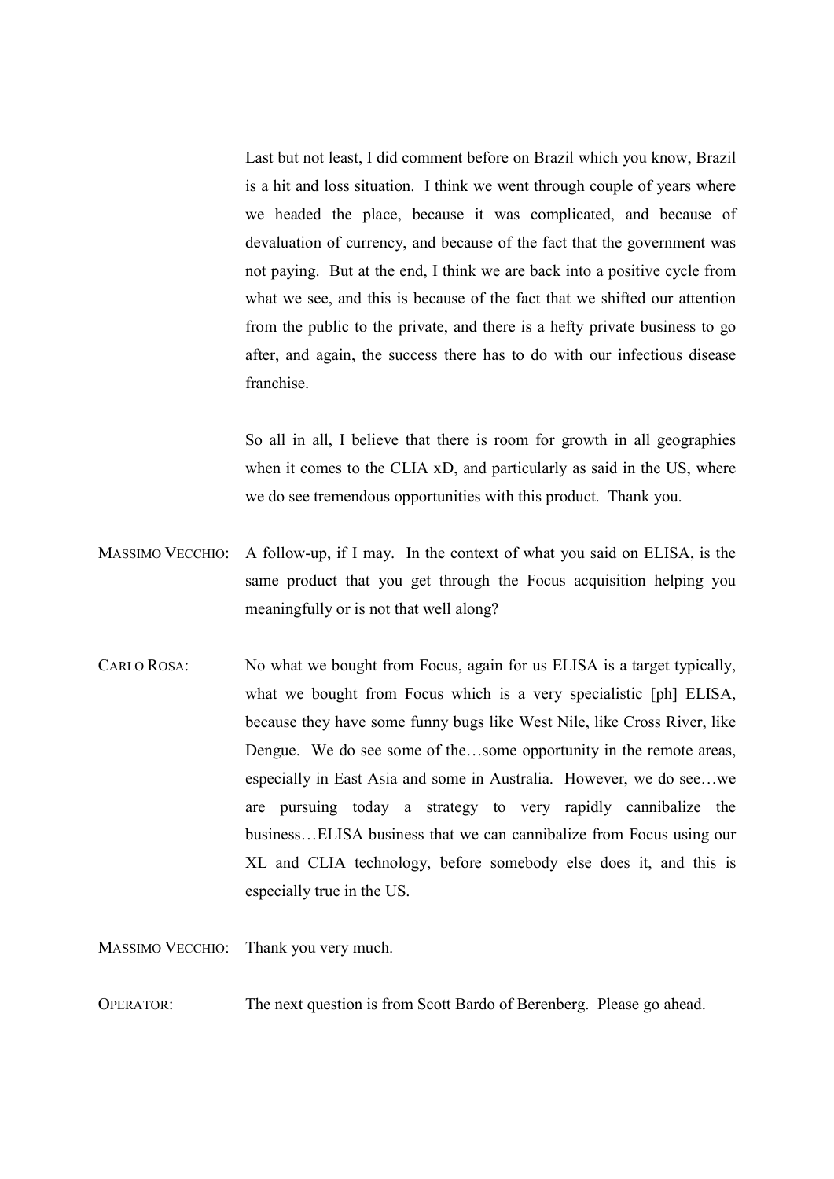Last but not least, I did comment before on Brazil which you know, Brazil is a hit and loss situation. I think we went through couple of years where we headed the place, because it was complicated, and because of devaluation of currency, and because of the fact that the government was not paying. But at the end, I think we are back into a positive cycle from what we see, and this is because of the fact that we shifted our attention from the public to the private, and there is a hefty private business to go after, and again, the success there has to do with our infectious disease franchise.

So all in all, I believe that there is room for growth in all geographies when it comes to the CLIA xD, and particularly as said in the US, where we do see tremendous opportunities with this product. Thank you.

MASSIMO VECCHIO: A follow-up, if I may. In the context of what you said on ELISA, is the same product that you get through the Focus acquisition helping you meaningfully or is not that well along?

CARLO ROSA: No what we bought from Focus, again for us ELISA is a target typically, what we bought from Focus which is a very specialistic [ph] ELISA, because they have some funny bugs like West Nile, like Cross River, like Dengue. We do see some of the…some opportunity in the remote areas, especially in East Asia and some in Australia. However, we do see…we are pursuing today a strategy to very rapidly cannibalize the business…ELISA business that we can cannibalize from Focus using our XL and CLIA technology, before somebody else does it, and this is especially true in the US.

MASSIMO VECCHIO: Thank you very much.

OPERATOR: The next question is from Scott Bardo of Berenberg. Please go ahead.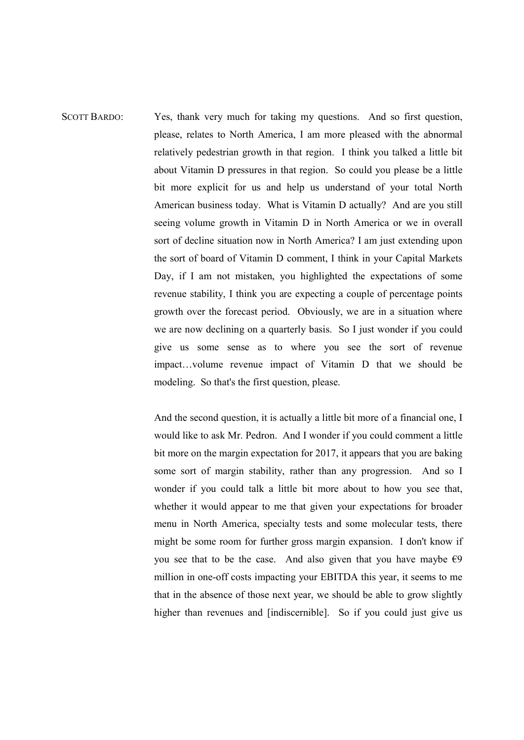SCOTT BARDO: Yes, thank very much for taking my questions. And so first question, please, relates to North America, I am more pleased with the abnormal relatively pedestrian growth in that region. I think you talked a little bit about Vitamin D pressures in that region. So could you please be a little bit more explicit for us and help us understand of your total North American business today. What is Vitamin D actually? And are you still seeing volume growth in Vitamin D in North America or we in overall sort of decline situation now in North America? I am just extending upon the sort of board of Vitamin D comment, I think in your Capital Markets Day, if I am not mistaken, you highlighted the expectations of some revenue stability, I think you are expecting a couple of percentage points growth over the forecast period. Obviously, we are in a situation where we are now declining on a quarterly basis. So I just wonder if you could give us some sense as to where you see the sort of revenue impact…volume revenue impact of Vitamin D that we should be modeling. So that's the first question, please.

And the second question, it is actually a little bit more of a financial one, I would like to ask Mr. Pedron. And I wonder if you could comment a little bit more on the margin expectation for 2017, it appears that you are baking some sort of margin stability, rather than any progression. And so I wonder if you could talk a little bit more about to how you see that, whether it would appear to me that given your expectations for broader menu in North America, specialty tests and some molecular tests, there might be some room for further gross margin expansion. I don't know if you see that to be the case. And also given that you have maybe €9 million in one-off costs impacting your EBITDA this year, it seems to me that in the absence of those next year, we should be able to grow slightly higher than revenues and [indiscernible]. So if you could just give us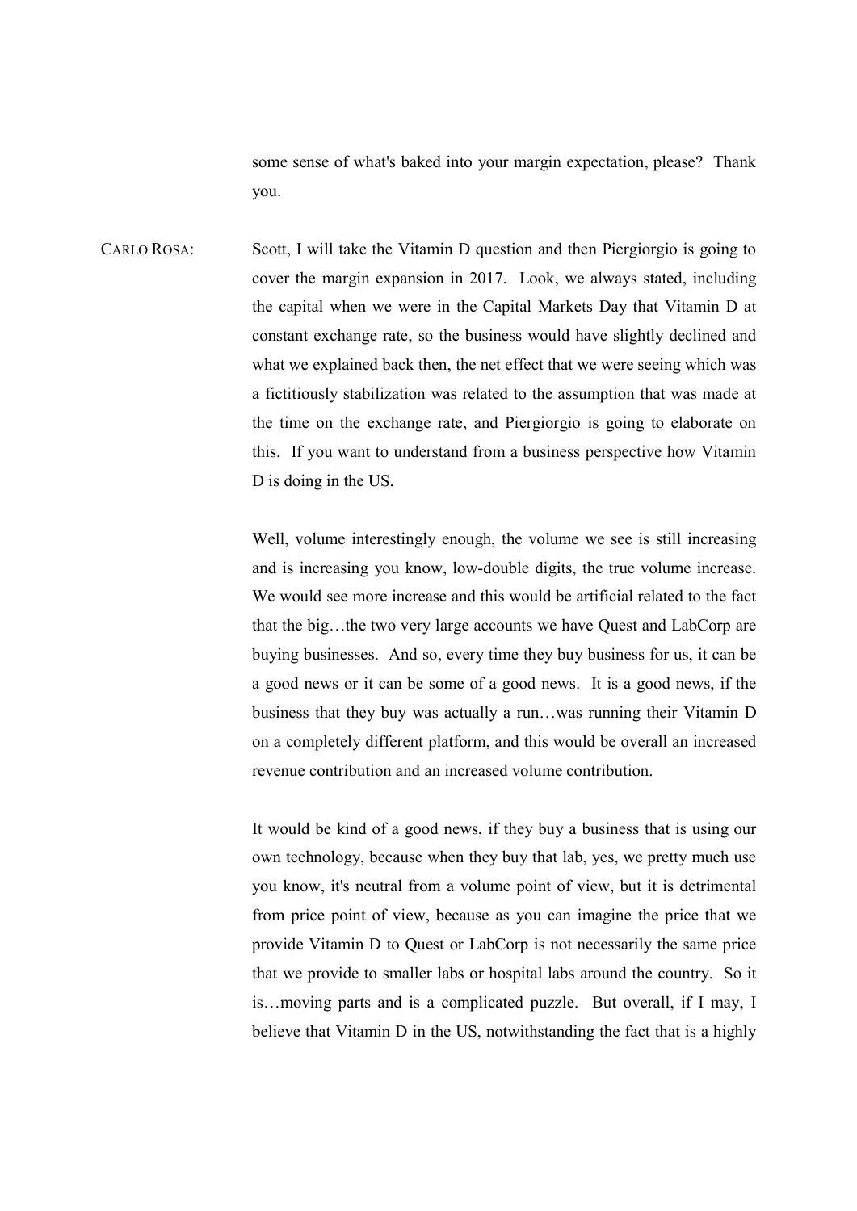some sense of what's baked into your margin expectation, please? Thank you.

CARLO ROSA: Scott, I will take the Vitamin D question and then Piergiorgio is going to cover the margin expansion in 2017. Look, we always stated, including the capital when we were in the Capital Markets Day that Vitamin D at constant exchange rate, so the business would have slightly declined and what we explained back then, the net effect that we were seeing which was a fictitiously stabilization was related to the assumption that was made at the time on the exchange rate, and Piergiorgio is going to elaborate on this. If you want to understand from a business perspective how Vitamin D is doing in the US.

Well, volume interestingly enough, the volume we see is still increasing and is increasing you know, low-double digits, the true volume increase. We would see more increase and this would be artificial related to the fact that the big…the two very large accounts we have Quest and LabCorp are buying businesses. And so, every time they buy business for us, it can be a good news or it can be some of a good news. It is a good news, if the business that they buy was actually a run…was running their Vitamin D on a completely different platform, and this would be overall an increased revenue contribution and an increased volume contribution.

It would be kind of a good news, if they buy a business that is using our own technology, because when they buy that lab, yes, we pretty much use you know, it's neutral from a volume point of view, but it is detrimental from price point of view, because as you can imagine the price that we provide Vitamin D to Quest or LabCorp is not necessarily the same price that we provide to smaller labs or hospital labs around the country. So it is…moving parts and is a complicated puzzle. But overall, if I may, I believe that Vitamin D in the US, notwithstanding the fact that is a highly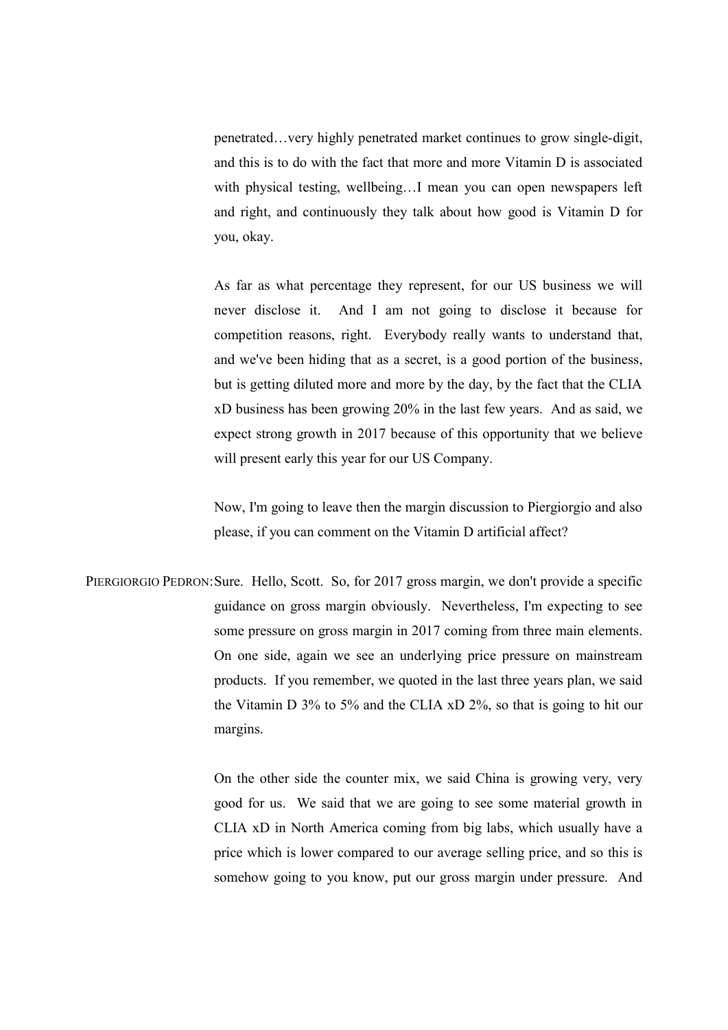penetrated…very highly penetrated market continues to grow single-digit, and this is to do with the fact that more and more Vitamin D is associated with physical testing, wellbeing…I mean you can open newspapers left and right, and continuously they talk about how good is Vitamin D for you, okay.

As far as what percentage they represent, for our US business we will never disclose it. And I am not going to disclose it because for competition reasons, right. Everybody really wants to understand that, and we've been hiding that as a secret, is a good portion of the business, but is getting diluted more and more by the day, by the fact that the CLIA xD business has been growing 20% in the last few years. And as said, we expect strong growth in 2017 because of this opportunity that we believe will present early this year for our US Company.

Now, I'm going to leave then the margin discussion to Piergiorgio and also please, if you can comment on the Vitamin D artificial affect?

PIERGIORGIO PEDRON: Sure. Hello, Scott. So, for 2017 gross margin, we don't provide a specific guidance on gross margin obviously. Nevertheless, I'm expecting to see some pressure on gross margin in 2017 coming from three main elements. On one side, again we see an underlying price pressure on mainstream products. If you remember, we quoted in the last three years plan, we said the Vitamin D 3% to 5% and the CLIA xD 2%, so that is going to hit our margins.

On the other side the counter mix, we said China is growing very, very good for us. We said that we are going to see some material growth in CLIA xD in North America coming from big labs, which usually have a price which is lower compared to our average selling price, and so this is somehow going to you know, put our gross margin under pressure. And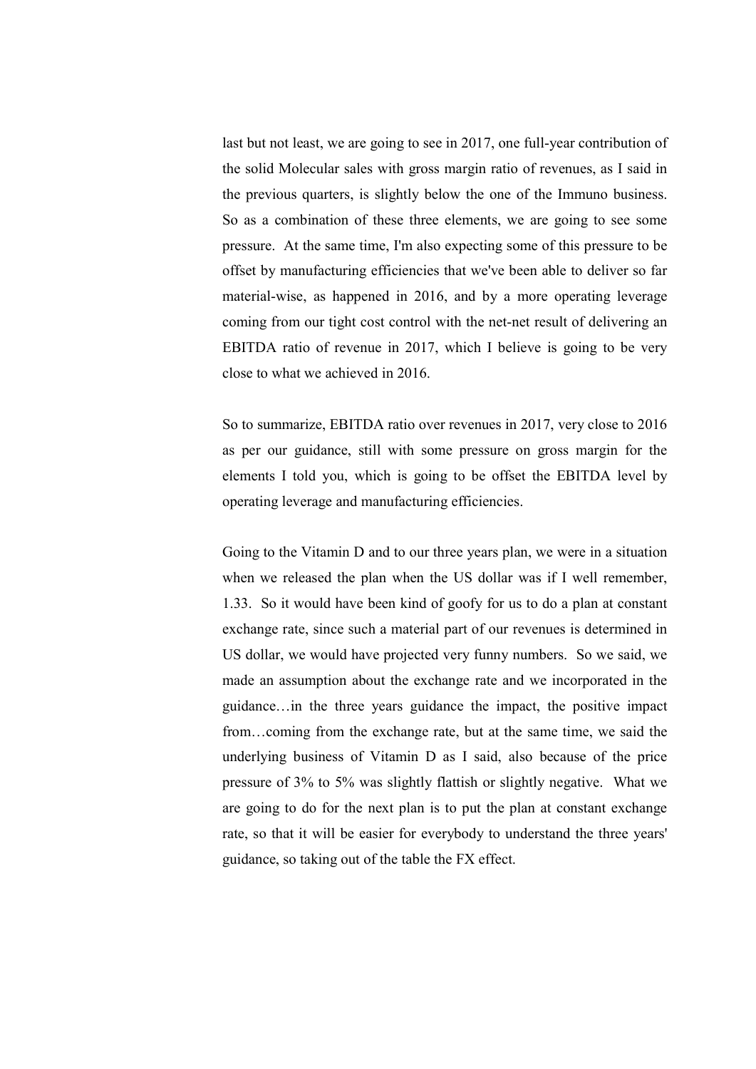last but not least, we are going to see in 2017, one full-year contribution of the solid Molecular sales with gross margin ratio of revenues, as I said in the previous quarters, is slightly below the one of the Immuno business. So as a combination of these three elements, we are going to see some pressure. At the same time, I'm also expecting some of this pressure to be offset by manufacturing efficiencies that we've been able to deliver so far material-wise, as happened in 2016, and by a more operating leverage coming from our tight cost control with the net-net result of delivering an EBITDA ratio of revenue in 2017, which I believe is going to be very close to what we achieved in 2016.

So to summarize, EBITDA ratio over revenues in 2017, very close to 2016 as per our guidance, still with some pressure on gross margin for the elements I told you, which is going to be offset the EBITDA level by operating leverage and manufacturing efficiencies.

Going to the Vitamin D and to our three years plan, we were in a situation when we released the plan when the US dollar was if I well remember, 1.33. So it would have been kind of goofy for us to do a plan at constant exchange rate, since such a material part of our revenues is determined in US dollar, we would have projected very funny numbers. So we said, we made an assumption about the exchange rate and we incorporated in the guidance…in the three years guidance the impact, the positive impact from…coming from the exchange rate, but at the same time, we said the underlying business of Vitamin D as I said, also because of the price pressure of 3% to 5% was slightly flattish or slightly negative. What we are going to do for the next plan is to put the plan at constant exchange rate, so that it will be easier for everybody to understand the three years' guidance, so taking out of the table the FX effect.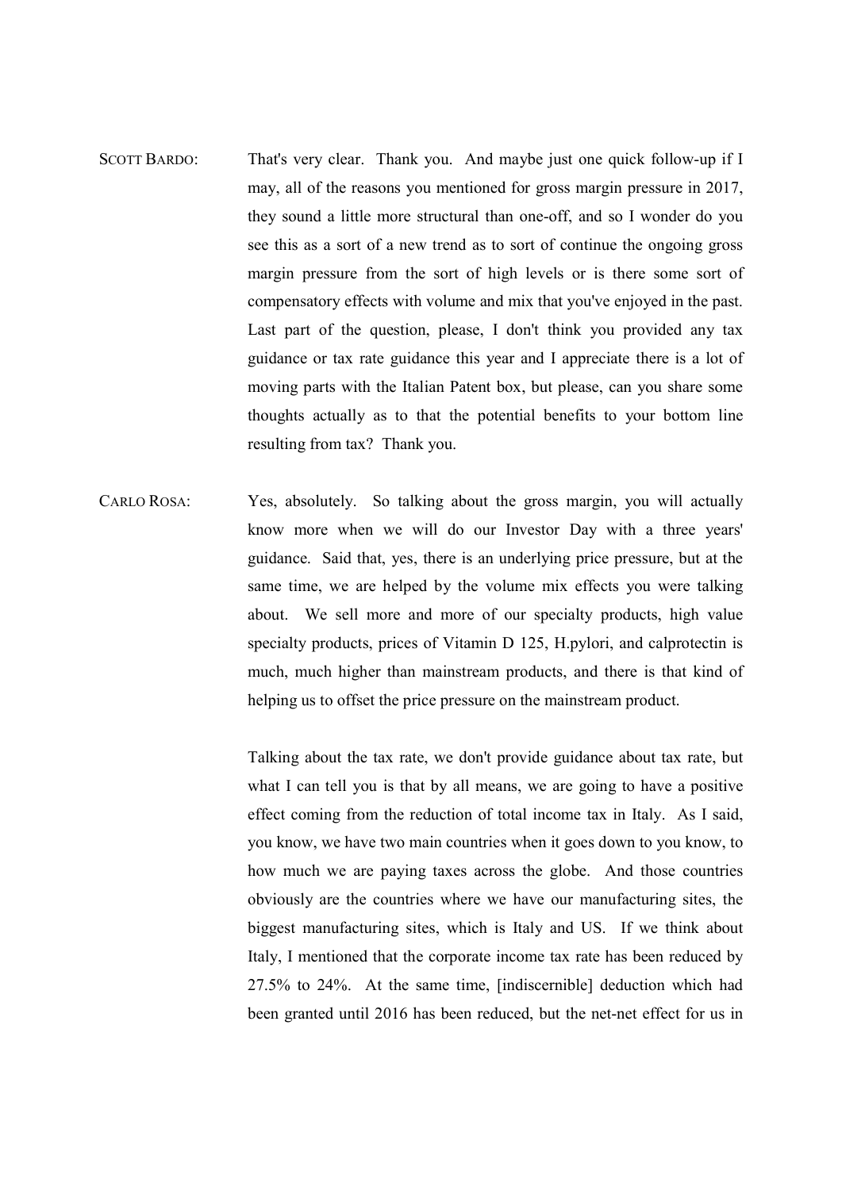SCOTT BARDO: That's very clear. Thank you. And maybe just one quick follow-up if I may, all of the reasons you mentioned for gross margin pressure in 2017, they sound a little more structural than one-off, and so I wonder do you see this as a sort of a new trend as to sort of continue the ongoing gross margin pressure from the sort of high levels or is there some sort of compensatory effects with volume and mix that you've enjoyed in the past. Last part of the question, please, I don't think you provided any tax guidance or tax rate guidance this year and I appreciate there is a lot of moving parts with the Italian Patent box, but please, can you share some thoughts actually as to that the potential benefits to your bottom line resulting from tax? Thank you.

CARLO ROSA: Yes, absolutely. So talking about the gross margin, you will actually know more when we will do our Investor Day with a three years' guidance. Said that, yes, there is an underlying price pressure, but at the same time, we are helped by the volume mix effects you were talking about. We sell more and more of our specialty products, high value specialty products, prices of Vitamin D 125, H.pylori, and calprotectin is much, much higher than mainstream products, and there is that kind of helping us to offset the price pressure on the mainstream product.

Talking about the tax rate, we don't provide guidance about tax rate, but what I can tell you is that by all means, we are going to have a positive effect coming from the reduction of total income tax in Italy. As I said, you know, we have two main countries when it goes down to you know, to how much we are paying taxes across the globe. And those countries obviously are the countries where we have our manufacturing sites, the biggest manufacturing sites, which is Italy and US. If we think about Italy, I mentioned that the corporate income tax rate has been reduced by 27.5% to 24%. At the same time, [indiscernible] deduction which had been granted until 2016 has been reduced, but the net-net effect for us in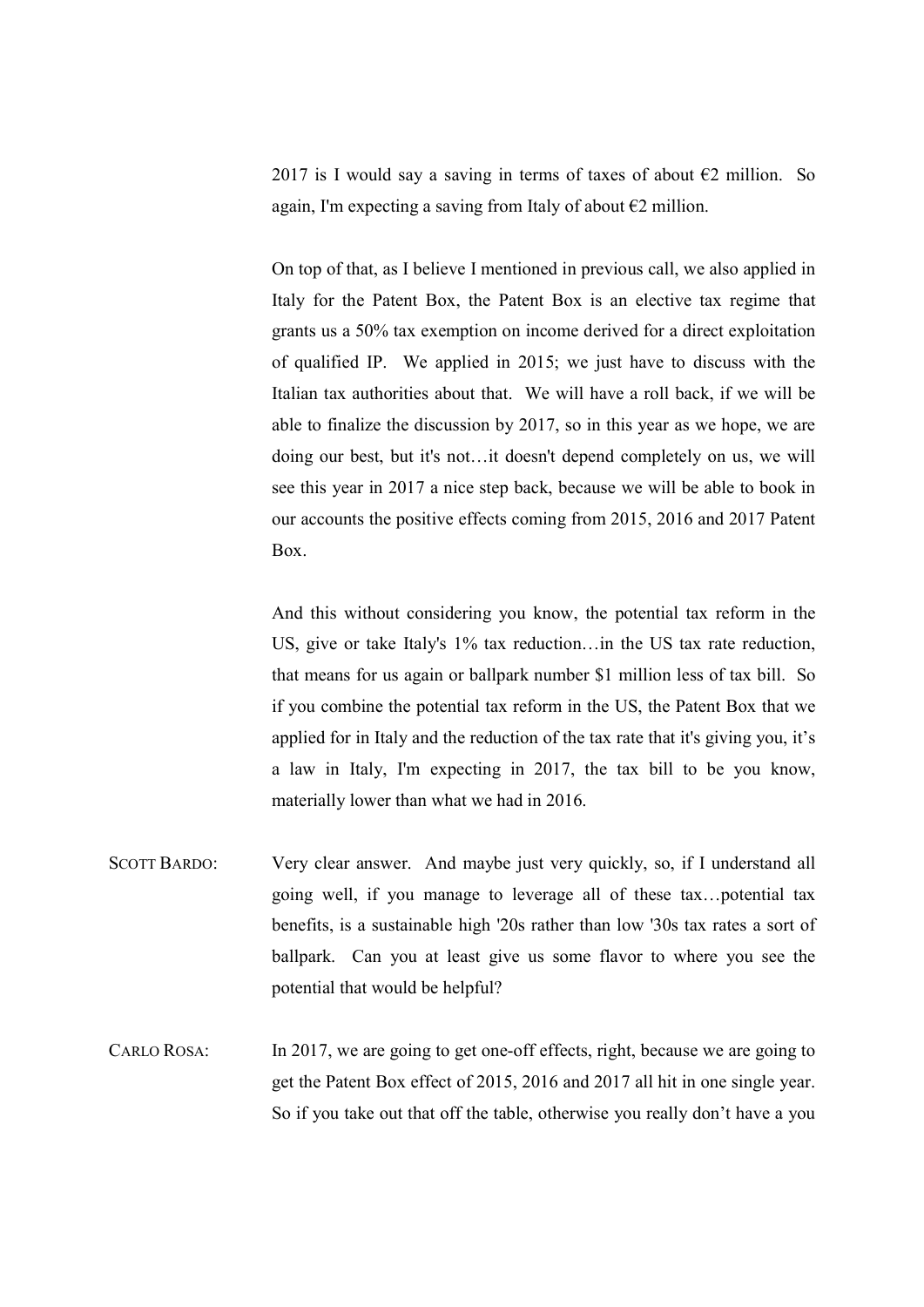2017 is I would say a saving in terms of taxes of about €2 million. So again, I'm expecting a saving from Italy of about €2 million.

On top of that, as I believe I mentioned in previous call, we also applied in Italy for the Patent Box, the Patent Box is an elective tax regime that grants us a 50% tax exemption on income derived for a direct exploitation of qualified IP. We applied in 2015; we just have to discuss with the Italian tax authorities about that. We will have a roll back, if we will be able to finalize the discussion by 2017, so in this year as we hope, we are doing our best, but it's not…it doesn't depend completely on us, we will see this year in 2017 a nice step back, because we will be able to book in our accounts the positive effects coming from 2015, 2016 and 2017 Patent Box.

And this without considering you know, the potential tax reform in the US, give or take Italy's 1% tax reduction…in the US tax rate reduction, that means for us again or ballpark number $1 million less of tax bill. So if you combine the potential tax reform in the US, the Patent Box that we applied for in Italy and the reduction of the tax rate that it's giving you, it's a law in Italy, I'm expecting in 2017, the tax bill to be you know, materially lower than what we had in 2016.

SCOTT BARDO: Very clear answer. And maybe just very quickly, so, if I understand all going well, if you manage to leverage all of these tax…potential tax benefits, is a sustainable high '20s rather than low '30s tax rates a sort of ballpark. Can you at least give us some flavor to where you see the potential that would be helpful?

CARLO ROSA: In 2017, we are going to get one-off effects, right, because we are going to get the Patent Box effect of 2015, 2016 and 2017 all hit in one single year. So if you take out that off the table, otherwise you really don't have a you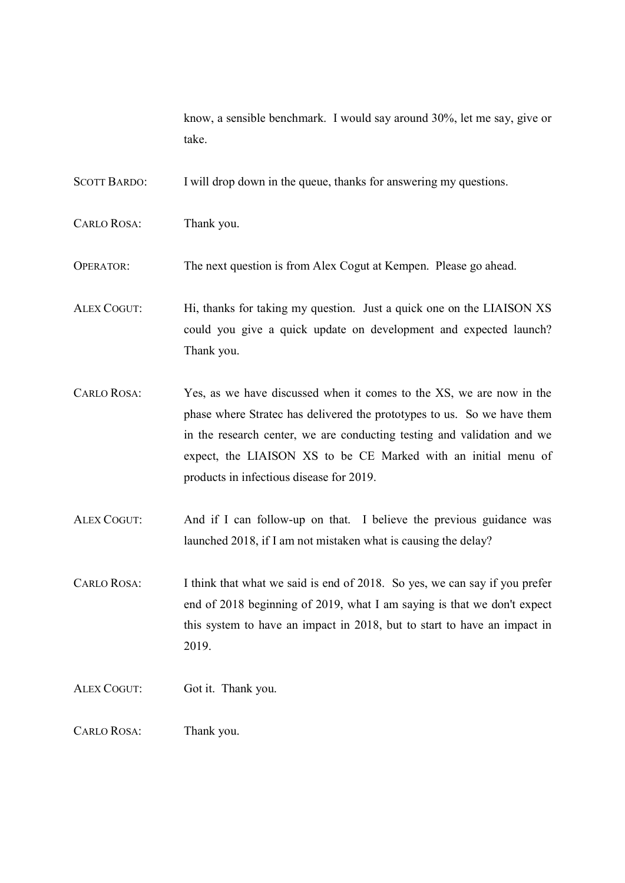know, a sensible benchmark. I would say around 30%, let me say, give or take.

SCOTT BARDO: I will drop down in the queue, thanks for answering my questions.

CARLO ROSA: Thank you.

OPERATOR: The next question is from Alex Cogut at Kempen. Please go ahead.

ALEX COGUT: Hi, thanks for taking my question. Just a quick one on the LIAISON XS could you give a quick update on development and expected launch? Thank you.

CARLO ROSA: Yes, as we have discussed when it comes to the XS, we are now in the phase where Stratec has delivered the prototypes to us. So we have them in the research center, we are conducting testing and validation and we expect, the LIAISON XS to be CE Marked with an initial menu of products in infectious disease for 2019.

ALEX COGUT: And if I can follow-up on that. I believe the previous guidance was launched 2018, if I am not mistaken what is causing the delay?

CARLO ROSA: I think that what we said is end of 2018. So yes, we can say if you prefer end of 2018 beginning of 2019, what I am saying is that we don't expect this system to have an impact in 2018, but to start to have an impact in 2019.

ALEX COGUT: Got it. Thank you.

CARLO ROSA: Thank you.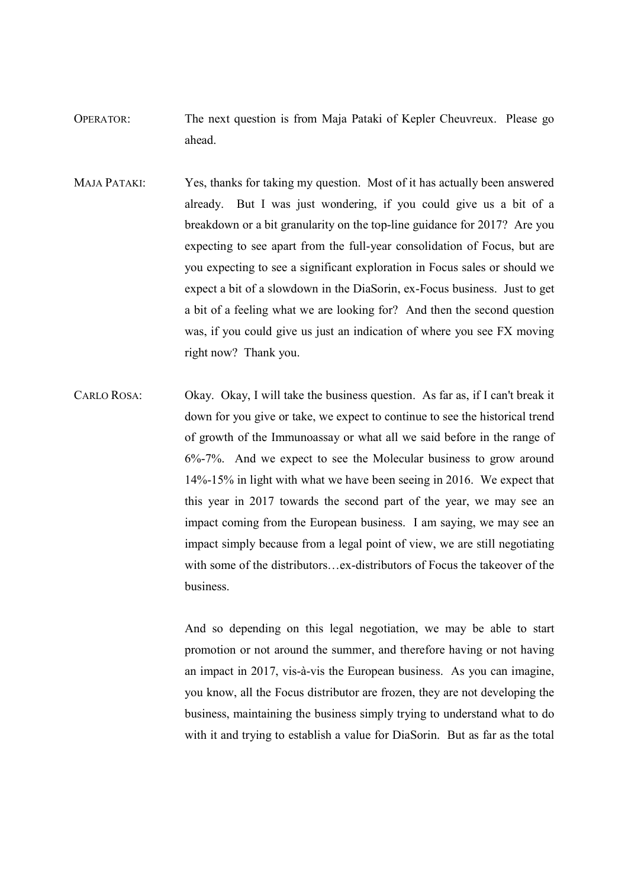OPERATOR: The next question is from Maja Pataki of Kepler Cheuvreux. Please go ahead.

MAJA PATAKI: Yes, thanks for taking my question. Most of it has actually been answered already. But I was just wondering, if you could give us a bit of a breakdown or a bit granularity on the top-line guidance for 2017? Are you expecting to see apart from the full-year consolidation of Focus, but are you expecting to see a significant exploration in Focus sales or should we expect a bit of a slowdown in the DiaSorin, ex-Focus business. Just to get a bit of a feeling what we are looking for? And then the second question was, if you could give us just an indication of where you see FX moving right now? Thank you.

CARLO ROSA: Okay. Okay, I will take the business question. As far as, if I can't break it down for you give or take, we expect to continue to see the historical trend of growth of the Immunoassay or what all we said before in the range of 6%-7%. And we expect to see the Molecular business to grow around 14%-15% in light with what we have been seeing in 2016. We expect that this year in 2017 towards the second part of the year, we may see an impact coming from the European business. I am saying, we may see an impact simply because from a legal point of view, we are still negotiating with some of the distributors…ex-distributors of Focus the takeover of the business.

And so depending on this legal negotiation, we may be able to start promotion or not around the summer, and therefore having or not having an impact in 2017, vis-à-vis the European business. As you can imagine, you know, all the Focus distributor are frozen, they are not developing the business, maintaining the business simply trying to understand what to do with it and trying to establish a value for DiaSorin. But as far as the total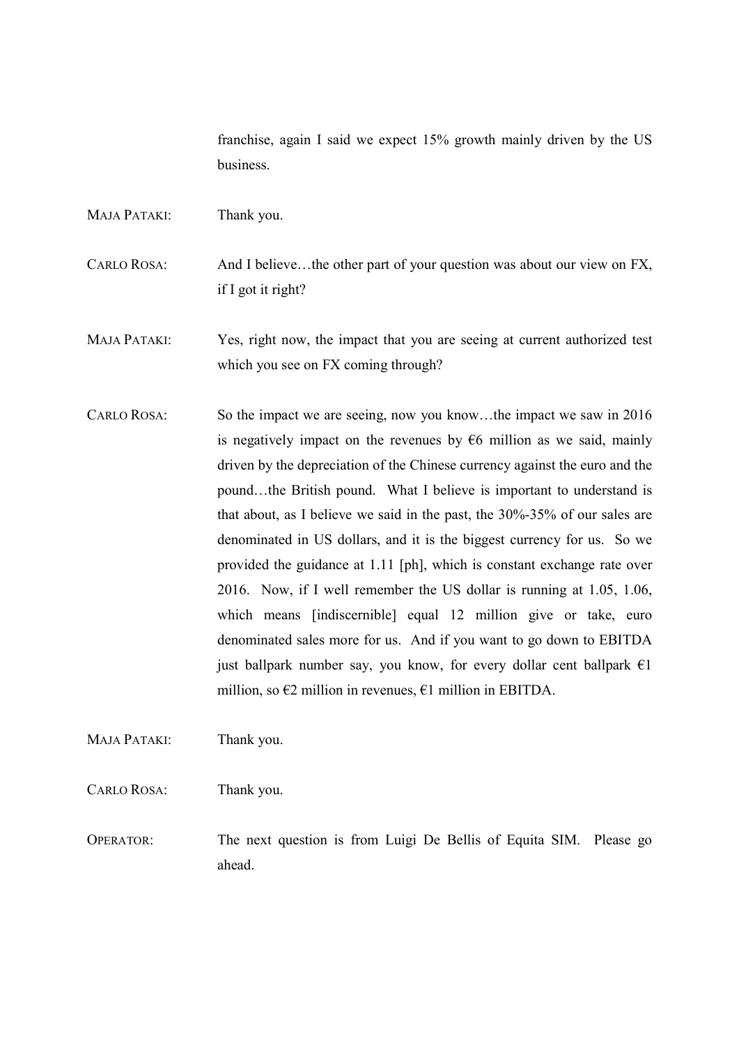franchise, again I said we expect 15% growth mainly driven by the US business.

MAJA PATAKI: Thank you.

CARLO ROSA: And I believe…the other part of your question was about our view on FX, if I got it right?

MAJA PATAKI: Yes, right now, the impact that you are seeing at current authorized test which you see on FX coming through?

CARLO ROSA: So the impact we are seeing, now you know…the impact we saw in 2016 is negatively impact on the revenues by €6 million as we said, mainly driven by the depreciation of the Chinese currency against the euro and the pound…the British pound. What I believe is important to understand is that about, as I believe we said in the past, the 30%-35% of our sales are denominated in US dollars, and it is the biggest currency for us. So we provided the guidance at 1.11 [ph], which is constant exchange rate over 2016. Now, if I well remember the US dollar is running at 1.05, 1.06, which means [indiscernible] equal 12 million give or take, euro denominated sales more for us. And if you want to go down to EBITDA just ballpark number say, you know, for every dollar cent ballpark €1 million, so €2 million in revenues, €1 million in EBITDA.

MAJA PATAKI: Thank you.

CARLO ROSA: Thank you.

OPERATOR: The next question is from Luigi De Bellis of Equita SIM. Please go ahead.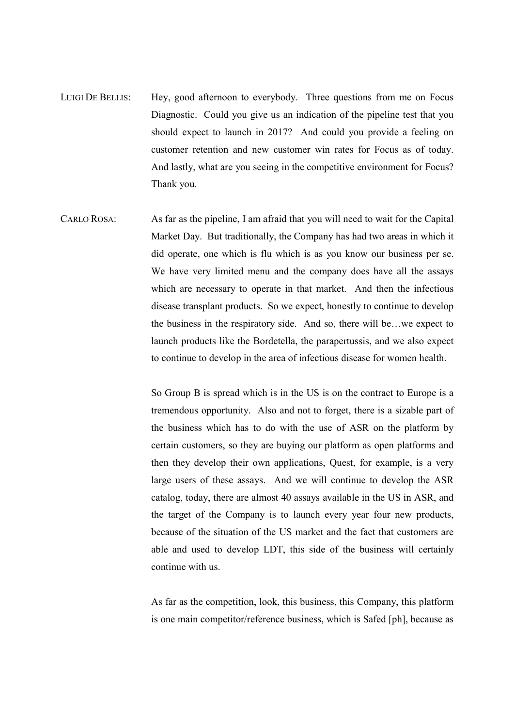LUIGI DE BELLIS: Hey, good afternoon to everybody. Three questions from me on Focus Diagnostic. Could you give us an indication of the pipeline test that you should expect to launch in 2017? And could you provide a feeling on customer retention and new customer win rates for Focus as of today. And lastly, what are you seeing in the competitive environment for Focus? Thank you.

CARLO ROSA: As far as the pipeline, I am afraid that you will need to wait for the Capital Market Day. But traditionally, the Company has had two areas in which it did operate, one which is flu which is as you know our business per se. We have very limited menu and the company does have all the assays which are necessary to operate in that market. And then the infectious disease transplant products. So we expect, honestly to continue to develop the business in the respiratory side. And so, there will be…we expect to launch products like the Bordetella, the parapertussis, and we also expect to continue to develop in the area of infectious disease for women health.

So Group B is spread which is in the US is on the contract to Europe is a tremendous opportunity. Also and not to forget, there is a sizable part of the business which has to do with the use of ASR on the platform by certain customers, so they are buying our platform as open platforms and then they develop their own applications, Quest, for example, is a very large users of these assays. And we will continue to develop the ASR catalog, today, there are almost 40 assays available in the US in ASR, and the target of the Company is to launch every year four new products, because of the situation of the US market and the fact that customers are able and used to develop LDT, this side of the business will certainly continue with us.

As far as the competition, look, this business, this Company, this platform is one main competitor/reference business, which is Safed [ph], because as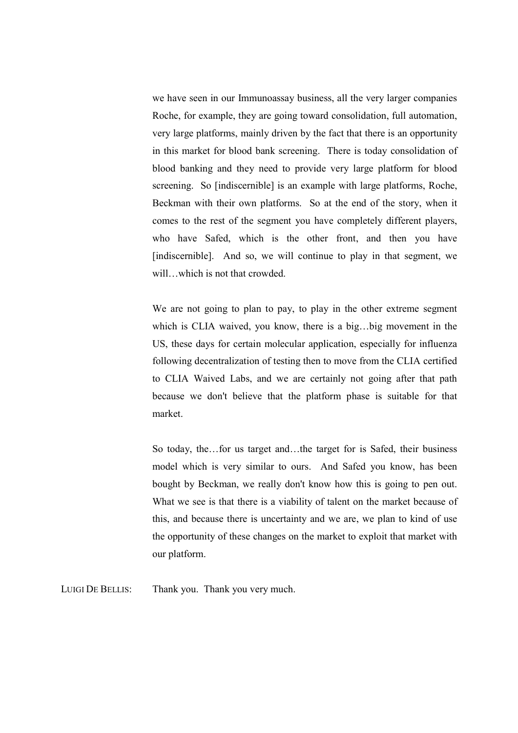we have seen in our Immunoassay business, all the very larger companies Roche, for example, they are going toward consolidation, full automation, very large platforms, mainly driven by the fact that there is an opportunity in this market for blood bank screening. There is today consolidation of blood banking and they need to provide very large platform for blood screening. So [indiscernible] is an example with large platforms, Roche, Beckman with their own platforms. So at the end of the story, when it comes to the rest of the segment you have completely different players, who have Safed, which is the other front, and then you have [indiscernible]. And so, we will continue to play in that segment, we will…which is not that crowded.

We are not going to plan to pay, to play in the other extreme segment which is CLIA waived, you know, there is a big…big movement in the US, these days for certain molecular application, especially for influenza following decentralization of testing then to move from the CLIA certified to CLIA Waived Labs, and we are certainly not going after that path because we don't believe that the platform phase is suitable for that market.

So today, the…for us target and…the target for is Safed, their business model which is very similar to ours. And Safed you know, has been bought by Beckman, we really don't know how this is going to pen out. What we see is that there is a viability of talent on the market because of this, and because there is uncertainty and we are, we plan to kind of use the opportunity of these changes on the market to exploit that market with our platform.

LUIGI DE BELLIS: Thank you. Thank you very much.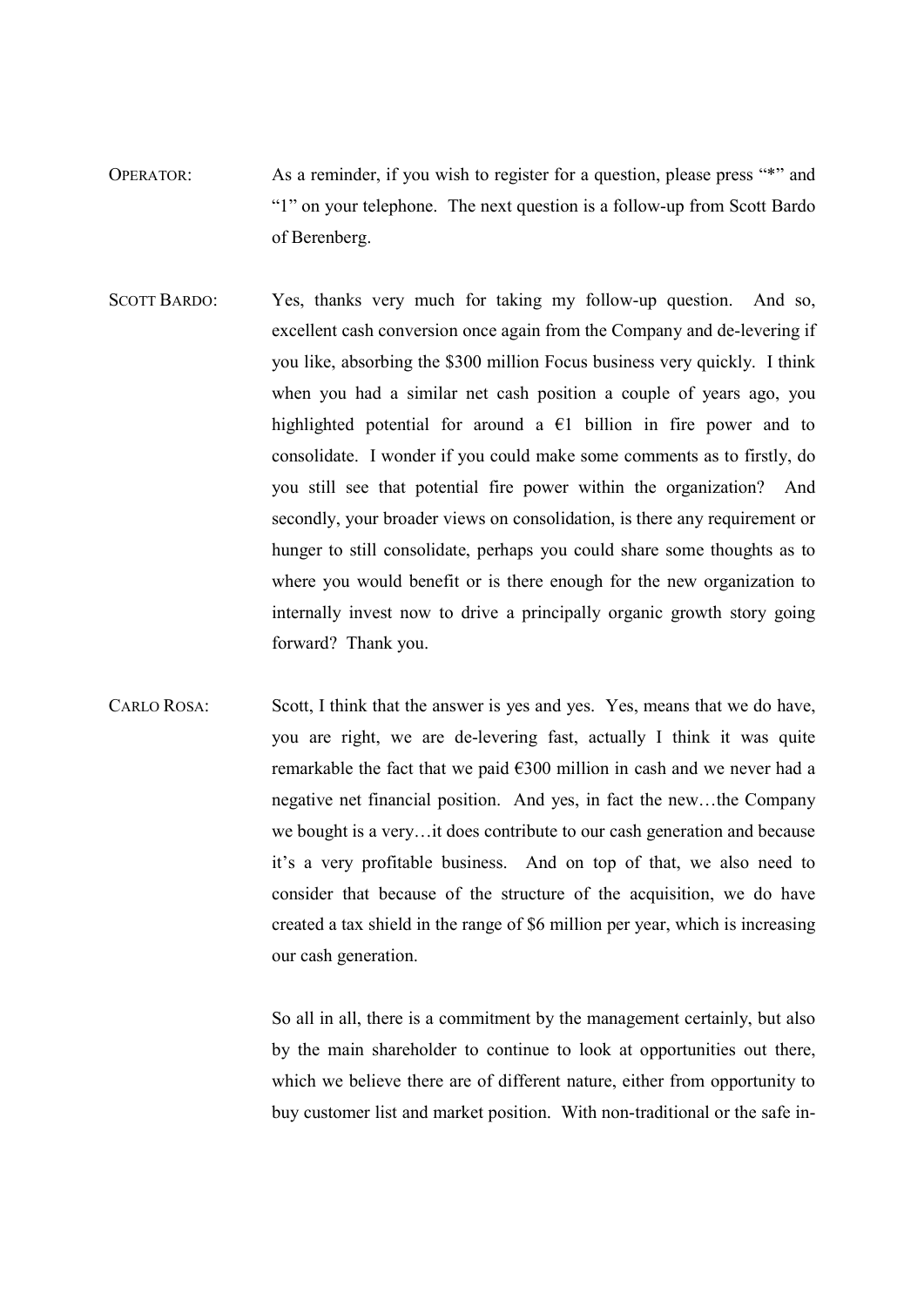OPERATOR: As a reminder, if you wish to register for a question, please press "*" and "1" on your telephone. The next question is a follow-up from Scott Bardo of Berenberg.

SCOTT BARDO: Yes, thanks very much for taking my follow-up question. And so, excellent cash conversion once again from the Company and de-levering if you like, absorbing the $300 million Focus business very quickly. I think when you had a similar net cash position a couple of years ago, you highlighted potential for around a €1 billion in fire power and to consolidate. I wonder if you could make some comments as to firstly, do you still see that potential fire power within the organization? And secondly, your broader views on consolidation, is there any requirement or hunger to still consolidate, perhaps you could share some thoughts as to where you would benefit or is there enough for the new organization to internally invest now to drive a principally organic growth story going forward? Thank you.

CARLO ROSA: Scott, I think that the answer is yes and yes. Yes, means that we do have, you are right, we are de-levering fast, actually I think it was quite remarkable the fact that we paid €300 million in cash and we never had a negative net financial position. And yes, in fact the new…the Company we bought is a very…it does contribute to our cash generation and because it's a very profitable business. And on top of that, we also need to consider that because of the structure of the acquisition, we do have created a tax shield in the range of $6 million per year, which is increasing our cash generation.

So all in all, there is a commitment by the management certainly, but also by the main shareholder to continue to look at opportunities out there, which we believe there are of different nature, either from opportunity to buy customer list and market position. With non-traditional or the safe in-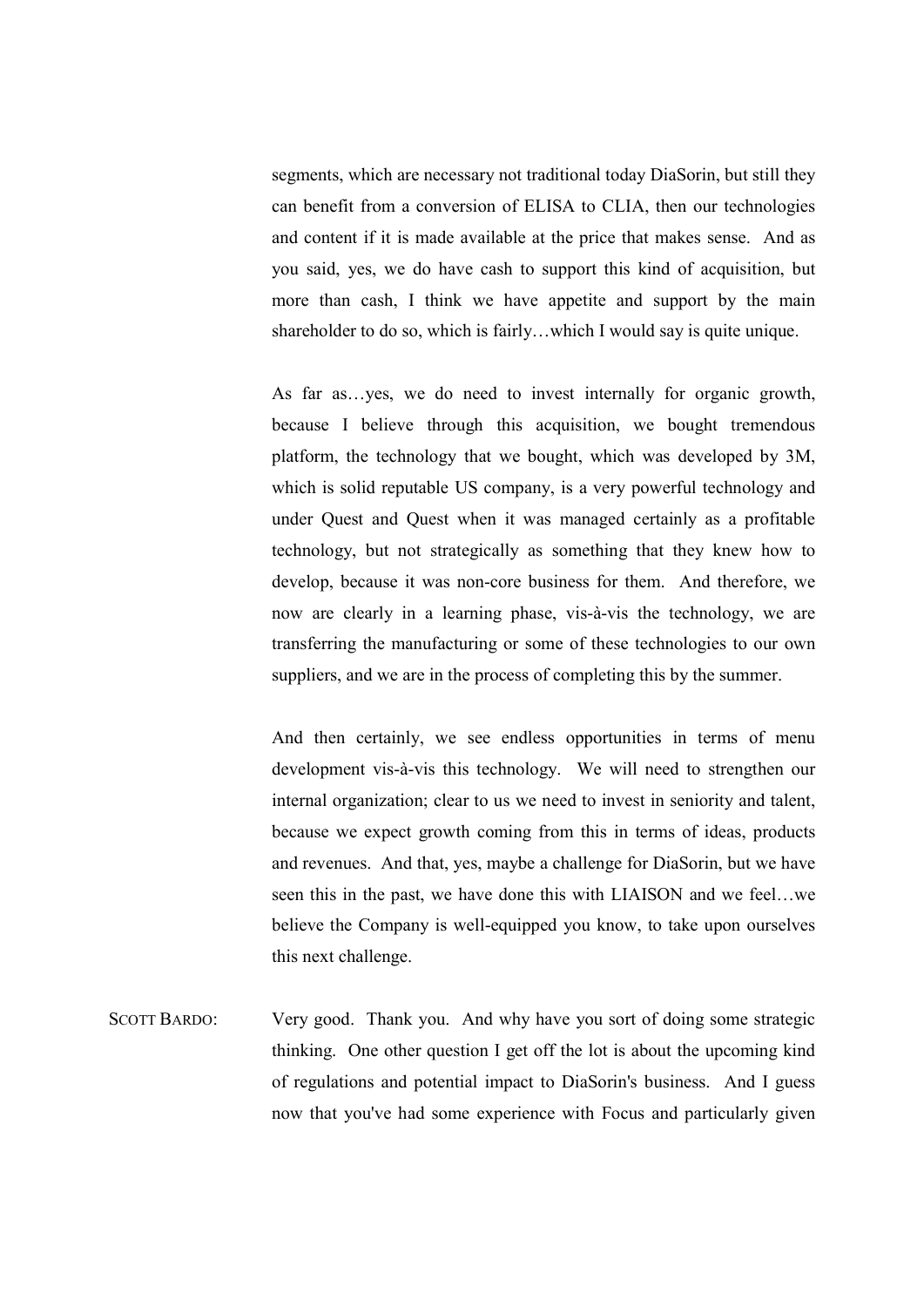segments, which are necessary not traditional today DiaSorin, but still they can benefit from a conversion of ELISA to CLIA, then our technologies and content if it is made available at the price that makes sense. And as you said, yes, we do have cash to support this kind of acquisition, but more than cash, I think we have appetite and support by the main shareholder to do so, which is fairly…which I would say is quite unique.

As far as…yes, we do need to invest internally for organic growth, because I believe through this acquisition, we bought tremendous platform, the technology that we bought, which was developed by 3M, which is solid reputable US company, is a very powerful technology and under Quest and Quest when it was managed certainly as a profitable technology, but not strategically as something that they knew how to develop, because it was non-core business for them. And therefore, we now are clearly in a learning phase, vis-à-vis the technology, we are transferring the manufacturing or some of these technologies to our own suppliers, and we are in the process of completing this by the summer.

And then certainly, we see endless opportunities in terms of menu development vis-à-vis this technology. We will need to strengthen our internal organization; clear to us we need to invest in seniority and talent, because we expect growth coming from this in terms of ideas, products and revenues. And that, yes, maybe a challenge for DiaSorin, but we have seen this in the past, we have done this with LIAISON and we feel…we believe the Company is well-equipped you know, to take upon ourselves this next challenge.

SCOTT BARDO: Very good. Thank you. And why have you sort of doing some strategic thinking. One other question I get off the lot is about the upcoming kind of regulations and potential impact to DiaSorin's business. And I guess now that you've had some experience with Focus and particularly given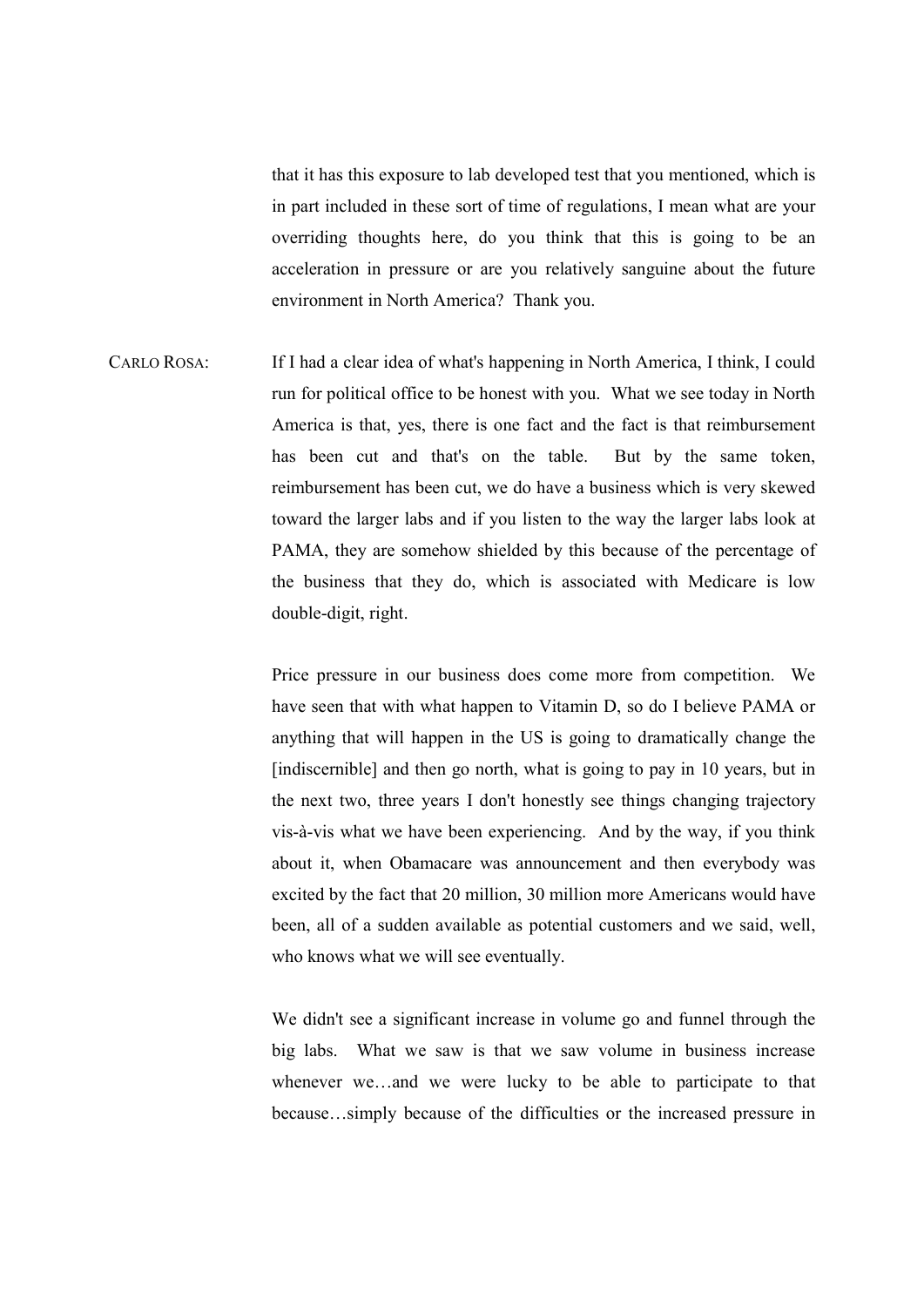that it has this exposure to lab developed test that you mentioned, which is in part included in these sort of time of regulations, I mean what are your overriding thoughts here, do you think that this is going to be an acceleration in pressure or are you relatively sanguine about the future environment in North America? Thank you.

CARLO ROSA: If I had a clear idea of what's happening in North America, I think, I could run for political office to be honest with you. What we see today in North America is that, yes, there is one fact and the fact is that reimbursement has been cut and that's on the table. But by the same token, reimbursement has been cut, we do have a business which is very skewed toward the larger labs and if you listen to the way the larger labs look at PAMA, they are somehow shielded by this because of the percentage of the business that they do, which is associated with Medicare is low double-digit, right.

Price pressure in our business does come more from competition. We have seen that with what happen to Vitamin D, so do I believe PAMA or anything that will happen in the US is going to dramatically change the [indiscernible] and then go north, what is going to pay in 10 years, but in the next two, three years I don't honestly see things changing trajectory vis-à-vis what we have been experiencing. And by the way, if you think about it, when Obamacare was announcement and then everybody was excited by the fact that 20 million, 30 million more Americans would have been, all of a sudden available as potential customers and we said, well, who knows what we will see eventually.

We didn't see a significant increase in volume go and funnel through the big labs. What we saw is that we saw volume in business increase whenever we…and we were lucky to be able to participate to that because…simply because of the difficulties or the increased pressure in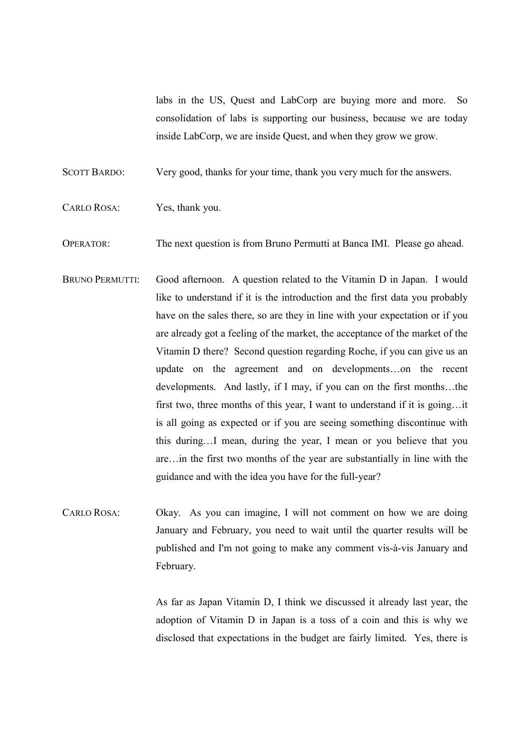labs in the US, Quest and LabCorp are buying more and more. So consolidation of labs is supporting our business, because we are today inside LabCorp, we are inside Quest, and when they grow we grow.

SCOTT BARDO: Very good, thanks for your time, thank you very much for the answers.

CARLO ROSA: Yes, thank you.

OPERATOR: The next question is from Bruno Permutti at Banca IMI. Please go ahead.

BRUNO PERMUTTI: Good afternoon. A question related to the Vitamin D in Japan. I would like to understand if it is the introduction and the first data you probably have on the sales there, so are they in line with your expectation or if you are already got a feeling of the market, the acceptance of the market of the Vitamin D there? Second question regarding Roche, if you can give us an update on the agreement and on developments…on the recent developments. And lastly, if I may, if you can on the first months…the first two, three months of this year, I want to understand if it is going…it is all going as expected or if you are seeing something discontinue with this during…I mean, during the year, I mean or you believe that you are…in the first two months of the year are substantially in line with the guidance and with the idea you have for the full-year?

CARLO ROSA: Okay. As you can imagine, I will not comment on how we are doing January and February, you need to wait until the quarter results will be published and I'm not going to make any comment vis-à-vis January and February.

As far as Japan Vitamin D, I think we discussed it already last year, the adoption of Vitamin D in Japan is a toss of a coin and this is why we disclosed that expectations in the budget are fairly limited. Yes, there is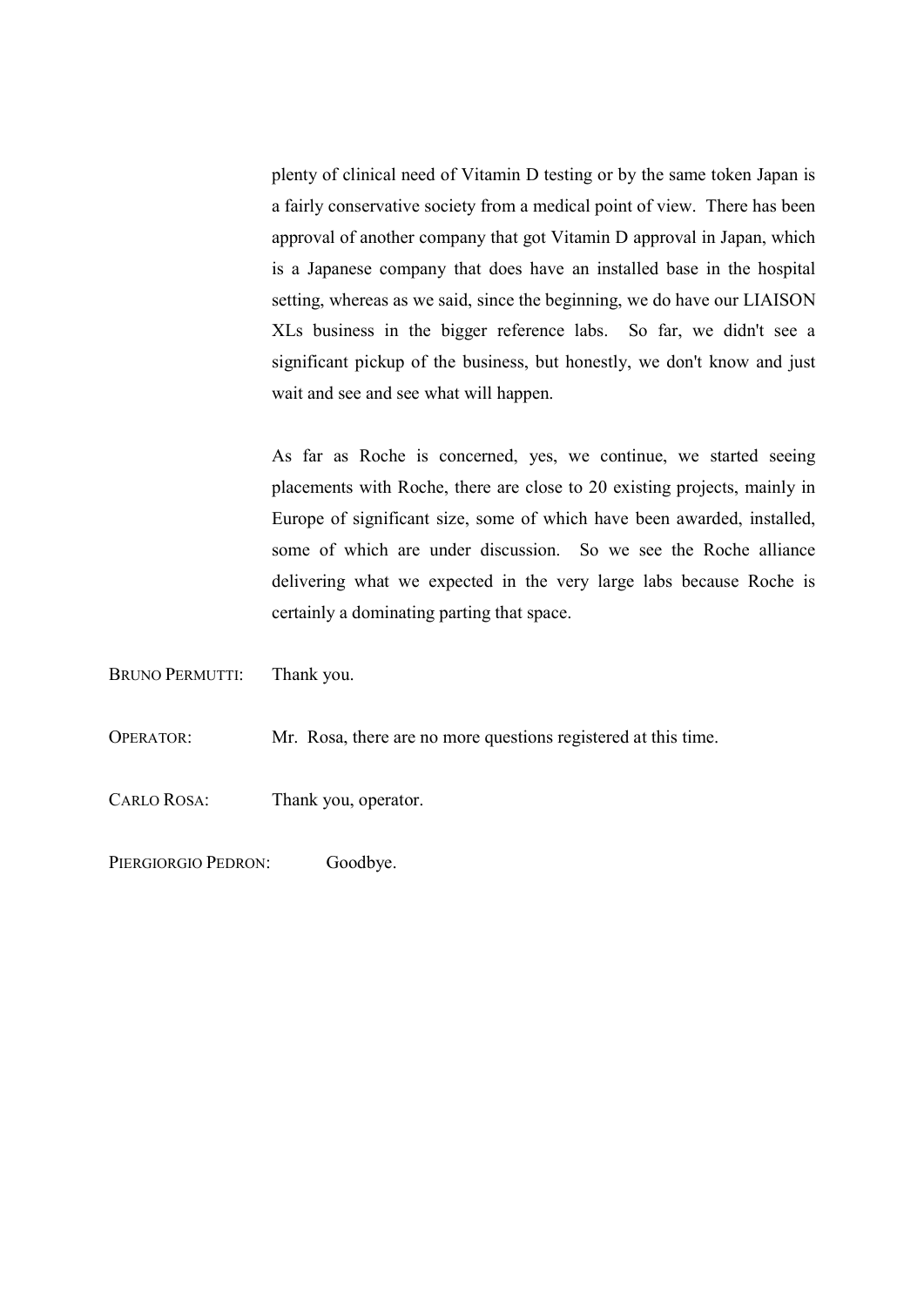plenty of clinical need of Vitamin D testing or by the same token Japan is a fairly conservative society from a medical point of view. There has been approval of another company that got Vitamin D approval in Japan, which is a Japanese company that does have an installed base in the hospital setting, whereas as we said, since the beginning, we do have our LIAISON XLs business in the bigger reference labs. So far, we didn't see a significant pickup of the business, but honestly, we don't know and just wait and see and see what will happen.

As far as Roche is concerned, yes, we continue, we started seeing placements with Roche, there are close to 20 existing projects, mainly in Europe of significant size, some of which have been awarded, installed, some of which are under discussion. So we see the Roche alliance delivering what we expected in the very large labs because Roche is certainly a dominating parting that space.

BRUNO PERMUTTI: Thank you.

OPERATOR: Mr. Rosa, there are no more questions registered at this time.

CARLO ROSA: Thank you, operator.

PIERGIORGIO PEDRON: Goodbye.